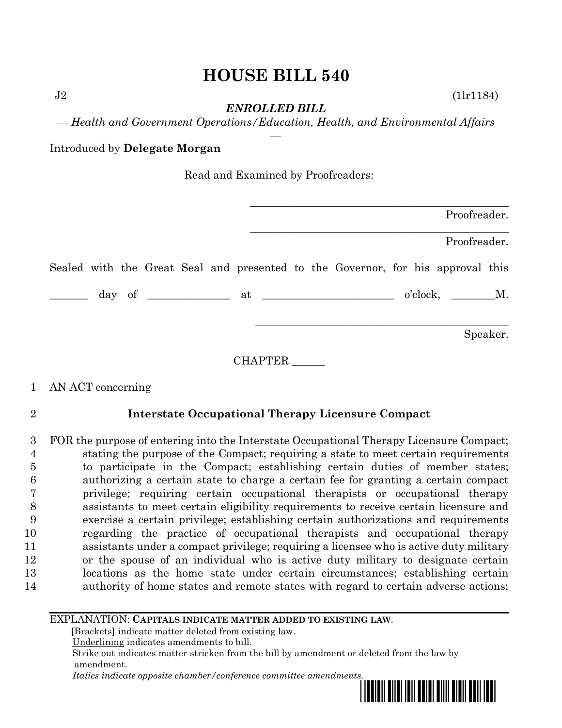# HOUSE BILL 540

J2 (1lr1184)

***ENROLLED BILL***

*— Health and Government Operations/Education, Health, and Environmental Affairs —*

Introduced by **Delegate Morgan**

Read and Examined by Proofreaders:

_______________________________________________
Proofreader.

_______________________________________________
Proofreader.

Sealed with the Great Seal and presented to the Governor, for his approval this

_______ day of ______________ at ________________________ o'clock, ________M.

_______________________________________________
Speaker.

CHAPTER ______

1 AN ACT concerning

2 **Interstate Occupational Therapy Licensure Compact**

3 FOR the purpose of entering into the Interstate Occupational Therapy Licensure Compact;
4 stating the purpose of the Compact; requiring a state to meet certain requirements
5 to participate in the Compact; establishing certain duties of member states;
6 authorizing a certain state to charge a certain fee for granting a certain compact
7 privilege; requiring certain occupational therapists or occupational therapy
8 assistants to meet certain eligibility requirements to receive certain licensure and
9 exercise a certain privilege; establishing certain authorizations and requirements
10 regarding the practice of occupational therapists and occupational therapy
11 assistants under a compact privilege; requiring a licensee who is active duty military
12 or the spouse of an individual who is active duty military to designate certain
13 locations as the home state under certain circumstances; establishing certain
14 authority of home states and remote states with regard to certain adverse actions;

EXPLANATION: **CAPITALS INDICATE MATTER ADDED TO EXISTING LAW.**

**[**Brackets**]** indicate matter deleted from existing law.

Underlining indicates amendments to bill.

~~Strike out~~ indicates matter stricken from the bill by amendment or deleted from the law by amendment.

*Italics indicate opposite chamber/conference committee amendments.*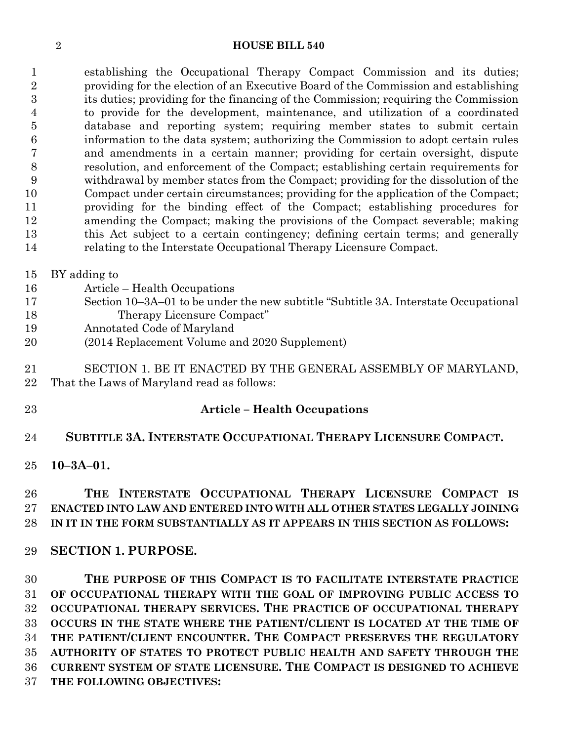establishing the Occupational Therapy Compact Commission and its duties; providing for the election of an Executive Board of the Commission and establishing its duties; providing for the financing of the Commission; requiring the Commission to provide for the development, maintenance, and utilization of a coordinated database and reporting system; requiring member states to submit certain information to the data system; authorizing the Commission to adopt certain rules and amendments in a certain manner; providing for certain oversight, dispute resolution, and enforcement of the Compact; establishing certain requirements for withdrawal by member states from the Compact; providing for the dissolution of the Compact under certain circumstances; providing for the application of the Compact; providing for the binding effect of the Compact; establishing procedures for amending the Compact; making the provisions of the Compact severable; making this Act subject to a certain contingency; defining certain terms; and generally relating to the Interstate Occupational Therapy Licensure Compact.

BY adding to
Article – Health Occupations
Section 10–3A–01 to be under the new subtitle "Subtitle 3A. Interstate Occupational Therapy Licensure Compact"
Annotated Code of Maryland
(2014 Replacement Volume and 2020 Supplement)

SECTION 1. BE IT ENACTED BY THE GENERAL ASSEMBLY OF MARYLAND, That the Laws of Maryland read as follows:

**Article – Health Occupations**

**SUBTITLE 3A. INTERSTATE OCCUPATIONAL THERAPY LICENSURE COMPACT.**

**10–3A–01.**

**THE INTERSTATE OCCUPATIONAL THERAPY LICENSURE COMPACT IS ENACTED INTO LAW AND ENTERED INTO WITH ALL OTHER STATES LEGALLY JOINING IN IT IN THE FORM SUBSTANTIALLY AS IT APPEARS IN THIS SECTION AS FOLLOWS:**

**SECTION 1. PURPOSE.**

**THE PURPOSE OF THIS COMPACT IS TO FACILITATE INTERSTATE PRACTICE OF OCCUPATIONAL THERAPY WITH THE GOAL OF IMPROVING PUBLIC ACCESS TO OCCUPATIONAL THERAPY SERVICES. THE PRACTICE OF OCCUPATIONAL THERAPY OCCURS IN THE STATE WHERE THE PATIENT/CLIENT IS LOCATED AT THE TIME OF THE PATIENT/CLIENT ENCOUNTER. THE COMPACT PRESERVES THE REGULATORY AUTHORITY OF STATES TO PROTECT PUBLIC HEALTH AND SAFETY THROUGH THE CURRENT SYSTEM OF STATE LICENSURE. THE COMPACT IS DESIGNED TO ACHIEVE THE FOLLOWING OBJECTIVES:**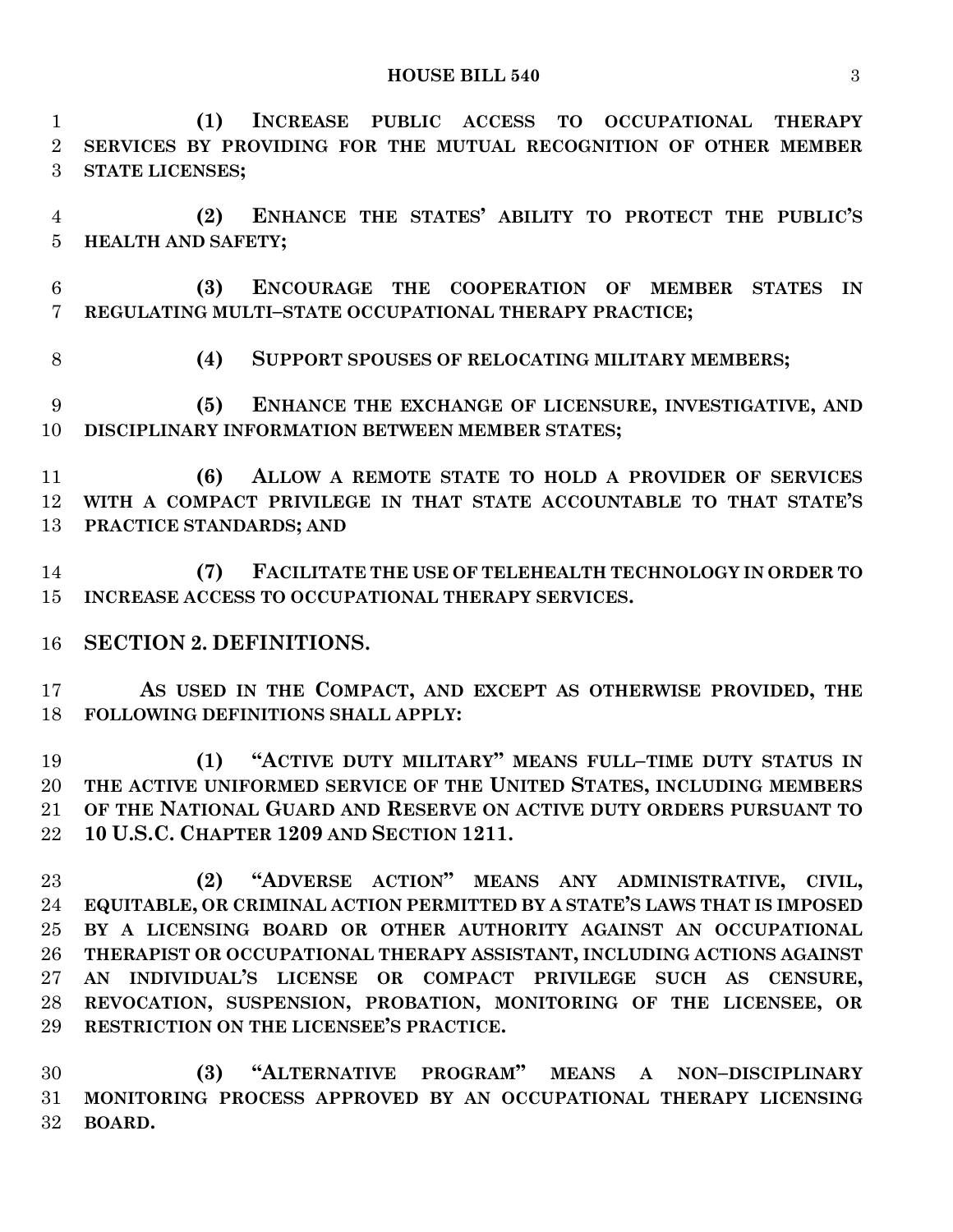**(1) INCREASE PUBLIC ACCESS TO OCCUPATIONAL THERAPY SERVICES BY PROVIDING FOR THE MUTUAL RECOGNITION OF OTHER MEMBER STATE LICENSES;**

**(2) ENHANCE THE STATES' ABILITY TO PROTECT THE PUBLIC'S HEALTH AND SAFETY;**

**(3) ENCOURAGE THE COOPERATION OF MEMBER STATES IN REGULATING MULTI–STATE OCCUPATIONAL THERAPY PRACTICE;**

**(4) SUPPORT SPOUSES OF RELOCATING MILITARY MEMBERS;**

**(5) ENHANCE THE EXCHANGE OF LICENSURE, INVESTIGATIVE, AND DISCIPLINARY INFORMATION BETWEEN MEMBER STATES;**

**(6) ALLOW A REMOTE STATE TO HOLD A PROVIDER OF SERVICES WITH A COMPACT PRIVILEGE IN THAT STATE ACCOUNTABLE TO THAT STATE'S PRACTICE STANDARDS; AND**

**(7) FACILITATE THE USE OF TELEHEALTH TECHNOLOGY IN ORDER TO INCREASE ACCESS TO OCCUPATIONAL THERAPY SERVICES.**

## SECTION 2. DEFINITIONS.

**AS USED IN THE COMPACT, AND EXCEPT AS OTHERWISE PROVIDED, THE FOLLOWING DEFINITIONS SHALL APPLY:**

**(1) "ACTIVE DUTY MILITARY" MEANS FULL–TIME DUTY STATUS IN THE ACTIVE UNIFORMED SERVICE OF THE UNITED STATES, INCLUDING MEMBERS OF THE NATIONAL GUARD AND RESERVE ON ACTIVE DUTY ORDERS PURSUANT TO 10 U.S.C. CHAPTER 1209 AND SECTION 1211.**

**(2) "ADVERSE ACTION" MEANS ANY ADMINISTRATIVE, CIVIL, EQUITABLE, OR CRIMINAL ACTION PERMITTED BY A STATE'S LAWS THAT IS IMPOSED BY A LICENSING BOARD OR OTHER AUTHORITY AGAINST AN OCCUPATIONAL THERAPIST OR OCCUPATIONAL THERAPY ASSISTANT, INCLUDING ACTIONS AGAINST AN INDIVIDUAL'S LICENSE OR COMPACT PRIVILEGE SUCH AS CENSURE, REVOCATION, SUSPENSION, PROBATION, MONITORING OF THE LICENSEE, OR RESTRICTION ON THE LICENSEE'S PRACTICE.**

**(3) "ALTERNATIVE PROGRAM" MEANS A NON–DISCIPLINARY MONITORING PROCESS APPROVED BY AN OCCUPATIONAL THERAPY LICENSING BOARD.**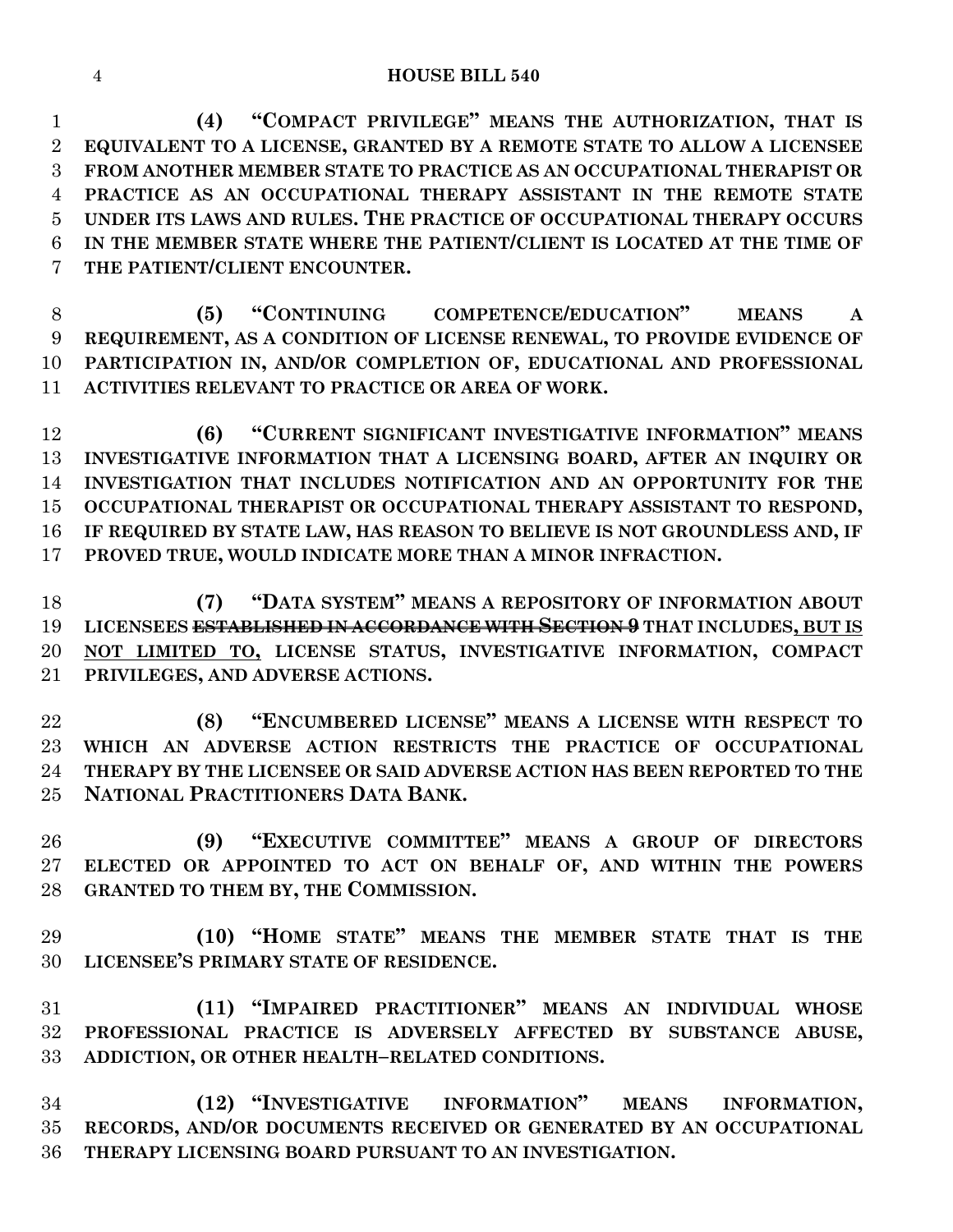**(4) "COMPACT PRIVILEGE" MEANS THE AUTHORIZATION, THAT IS EQUIVALENT TO A LICENSE, GRANTED BY A REMOTE STATE TO ALLOW A LICENSEE FROM ANOTHER MEMBER STATE TO PRACTICE AS AN OCCUPATIONAL THERAPIST OR PRACTICE AS AN OCCUPATIONAL THERAPY ASSISTANT IN THE REMOTE STATE UNDER ITS LAWS AND RULES. THE PRACTICE OF OCCUPATIONAL THERAPY OCCURS IN THE MEMBER STATE WHERE THE PATIENT/CLIENT IS LOCATED AT THE TIME OF THE PATIENT/CLIENT ENCOUNTER.**

**(5) "CONTINUING COMPETENCE/EDUCATION" MEANS A REQUIREMENT, AS A CONDITION OF LICENSE RENEWAL, TO PROVIDE EVIDENCE OF PARTICIPATION IN, AND/OR COMPLETION OF, EDUCATIONAL AND PROFESSIONAL ACTIVITIES RELEVANT TO PRACTICE OR AREA OF WORK.**

**(6) "CURRENT SIGNIFICANT INVESTIGATIVE INFORMATION" MEANS INVESTIGATIVE INFORMATION THAT A LICENSING BOARD, AFTER AN INQUIRY OR INVESTIGATION THAT INCLUDES NOTIFICATION AND AN OPPORTUNITY FOR THE OCCUPATIONAL THERAPIST OR OCCUPATIONAL THERAPY ASSISTANT TO RESPOND, IF REQUIRED BY STATE LAW, HAS REASON TO BELIEVE IS NOT GROUNDLESS AND, IF PROVED TRUE, WOULD INDICATE MORE THAN A MINOR INFRACTION.**

**(7) "DATA SYSTEM" MEANS A REPOSITORY OF INFORMATION ABOUT LICENSEES ~~ESTABLISHED IN ACCORDANCE WITH SECTION 9~~ THAT INCLUDES, BUT IS NOT LIMITED TO, LICENSE STATUS, INVESTIGATIVE INFORMATION, COMPACT PRIVILEGES, AND ADVERSE ACTIONS.**

**(8) "ENCUMBERED LICENSE" MEANS A LICENSE WITH RESPECT TO WHICH AN ADVERSE ACTION RESTRICTS THE PRACTICE OF OCCUPATIONAL THERAPY BY THE LICENSEE OR SAID ADVERSE ACTION HAS BEEN REPORTED TO THE NATIONAL PRACTITIONERS DATA BANK.**

**(9) "EXECUTIVE COMMITTEE" MEANS A GROUP OF DIRECTORS ELECTED OR APPOINTED TO ACT ON BEHALF OF, AND WITHIN THE POWERS GRANTED TO THEM BY, THE COMMISSION.**

**(10) "HOME STATE" MEANS THE MEMBER STATE THAT IS THE LICENSEE'S PRIMARY STATE OF RESIDENCE.**

**(11) "IMPAIRED PRACTITIONER" MEANS AN INDIVIDUAL WHOSE PROFESSIONAL PRACTICE IS ADVERSELY AFFECTED BY SUBSTANCE ABUSE, ADDICTION, OR OTHER HEALTH–RELATED CONDITIONS.**

**(12) "INVESTIGATIVE INFORMATION" MEANS INFORMATION, RECORDS, AND/OR DOCUMENTS RECEIVED OR GENERATED BY AN OCCUPATIONAL THERAPY LICENSING BOARD PURSUANT TO AN INVESTIGATION.**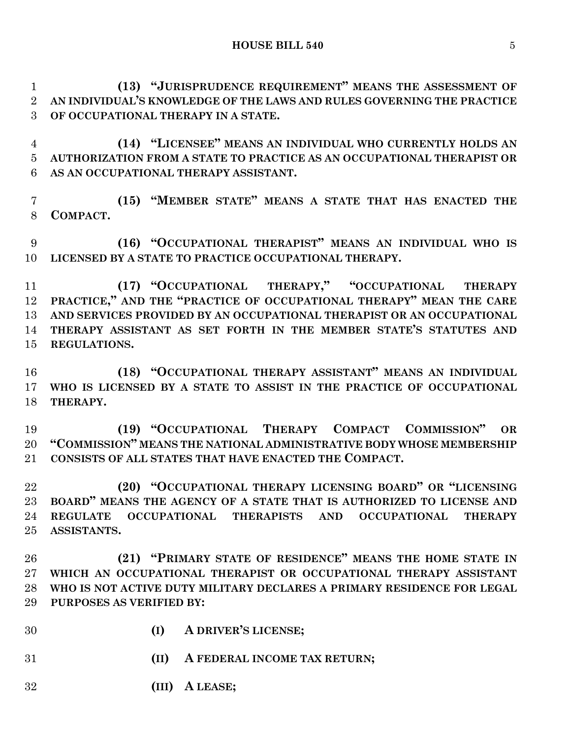**(13) "JURISPRUDENCE REQUIREMENT" MEANS THE ASSESSMENT OF AN INDIVIDUAL'S KNOWLEDGE OF THE LAWS AND RULES GOVERNING THE PRACTICE OF OCCUPATIONAL THERAPY IN A STATE.**

**(14) "LICENSEE" MEANS AN INDIVIDUAL WHO CURRENTLY HOLDS AN AUTHORIZATION FROM A STATE TO PRACTICE AS AN OCCUPATIONAL THERAPIST OR AS AN OCCUPATIONAL THERAPY ASSISTANT.**

**(15) "MEMBER STATE" MEANS A STATE THAT HAS ENACTED THE COMPACT.**

**(16) "OCCUPATIONAL THERAPIST" MEANS AN INDIVIDUAL WHO IS LICENSED BY A STATE TO PRACTICE OCCUPATIONAL THERAPY.**

**(17) "OCCUPATIONAL THERAPY," "OCCUPATIONAL THERAPY PRACTICE," AND THE "PRACTICE OF OCCUPATIONAL THERAPY" MEAN THE CARE AND SERVICES PROVIDED BY AN OCCUPATIONAL THERAPIST OR AN OCCUPATIONAL THERAPY ASSISTANT AS SET FORTH IN THE MEMBER STATE'S STATUTES AND REGULATIONS.**

**(18) "OCCUPATIONAL THERAPY ASSISTANT" MEANS AN INDIVIDUAL WHO IS LICENSED BY A STATE TO ASSIST IN THE PRACTICE OF OCCUPATIONAL THERAPY.**

**(19) "OCCUPATIONAL THERAPY COMPACT COMMISSION" OR "COMMISSION" MEANS THE NATIONAL ADMINISTRATIVE BODY WHOSE MEMBERSHIP CONSISTS OF ALL STATES THAT HAVE ENACTED THE COMPACT.**

**(20) "OCCUPATIONAL THERAPY LICENSING BOARD" OR "LICENSING BOARD" MEANS THE AGENCY OF A STATE THAT IS AUTHORIZED TO LICENSE AND REGULATE OCCUPATIONAL THERAPISTS AND OCCUPATIONAL THERAPY ASSISTANTS.**

**(21) "PRIMARY STATE OF RESIDENCE" MEANS THE HOME STATE IN WHICH AN OCCUPATIONAL THERAPIST OR OCCUPATIONAL THERAPY ASSISTANT WHO IS NOT ACTIVE DUTY MILITARY DECLARES A PRIMARY RESIDENCE FOR LEGAL PURPOSES AS VERIFIED BY:**

**(I) A DRIVER'S LICENSE;**

**(II) A FEDERAL INCOME TAX RETURN;**

**(III) A LEASE;**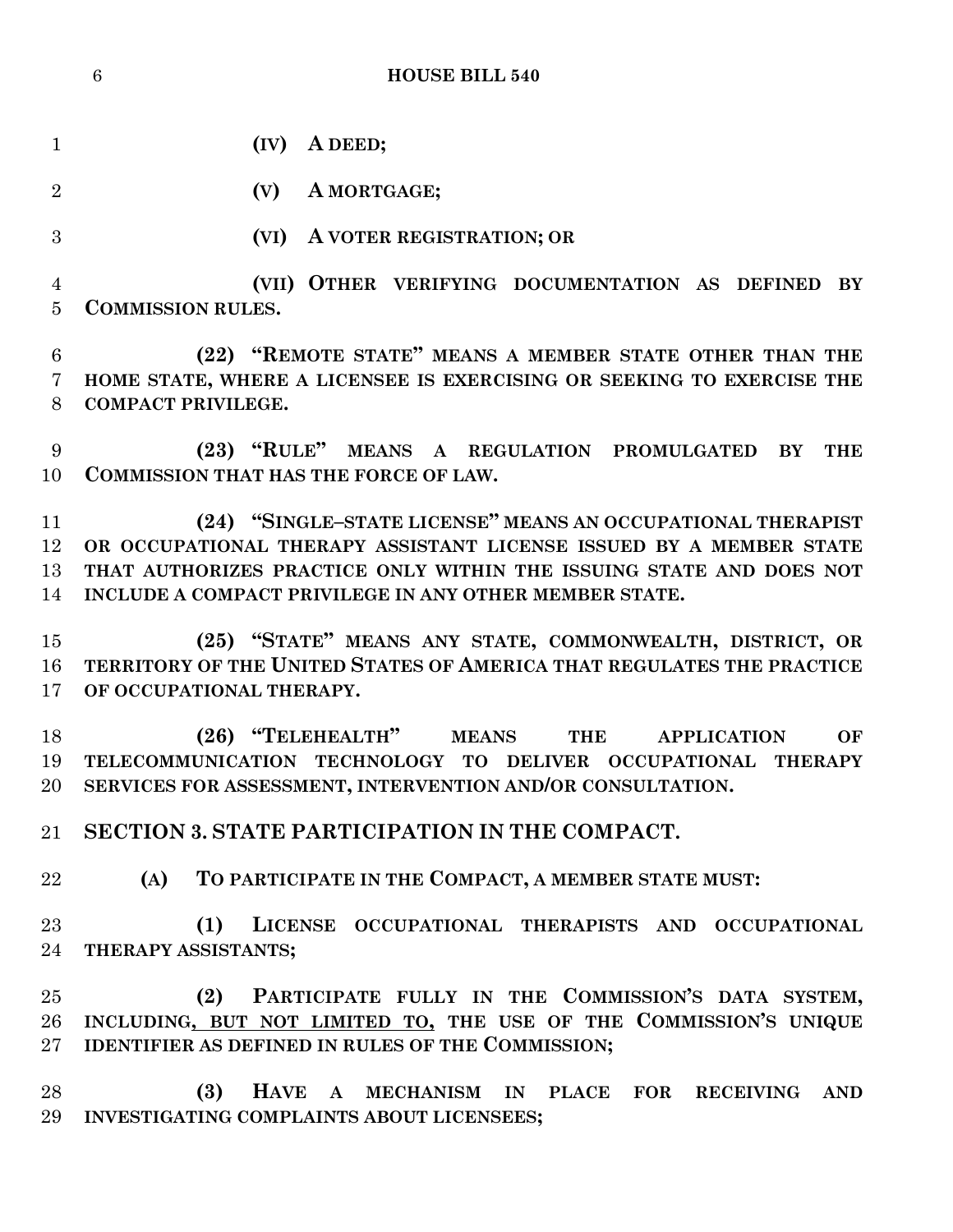(IV) A DEED;

(V) A MORTGAGE;

(VI) A VOTER REGISTRATION; OR

(VII) OTHER VERIFYING DOCUMENTATION AS DEFINED BY COMMISSION RULES.

(22) "REMOTE STATE" MEANS A MEMBER STATE OTHER THAN THE HOME STATE, WHERE A LICENSEE IS EXERCISING OR SEEKING TO EXERCISE THE COMPACT PRIVILEGE.

(23) "RULE" MEANS A REGULATION PROMULGATED BY THE COMMISSION THAT HAS THE FORCE OF LAW.

(24) "SINGLE–STATE LICENSE" MEANS AN OCCUPATIONAL THERAPIST OR OCCUPATIONAL THERAPY ASSISTANT LICENSE ISSUED BY A MEMBER STATE THAT AUTHORIZES PRACTICE ONLY WITHIN THE ISSUING STATE AND DOES NOT INCLUDE A COMPACT PRIVILEGE IN ANY OTHER MEMBER STATE.

(25) "STATE" MEANS ANY STATE, COMMONWEALTH, DISTRICT, OR TERRITORY OF THE UNITED STATES OF AMERICA THAT REGULATES THE PRACTICE OF OCCUPATIONAL THERAPY.

(26) "TELEHEALTH" MEANS THE APPLICATION OF TELECOMMUNICATION TECHNOLOGY TO DELIVER OCCUPATIONAL THERAPY SERVICES FOR ASSESSMENT, INTERVENTION AND/OR CONSULTATION.

## SECTION 3. STATE PARTICIPATION IN THE COMPACT.

(A) TO PARTICIPATE IN THE COMPACT, A MEMBER STATE MUST:

(1) LICENSE OCCUPATIONAL THERAPISTS AND OCCUPATIONAL THERAPY ASSISTANTS;

(2) PARTICIPATE FULLY IN THE COMMISSION'S DATA SYSTEM, INCLUDING, BUT NOT LIMITED TO, THE USE OF THE COMMISSION'S UNIQUE IDENTIFIER AS DEFINED IN RULES OF THE COMMISSION;

(3) HAVE A MECHANISM IN PLACE FOR RECEIVING AND INVESTIGATING COMPLAINTS ABOUT LICENSEES;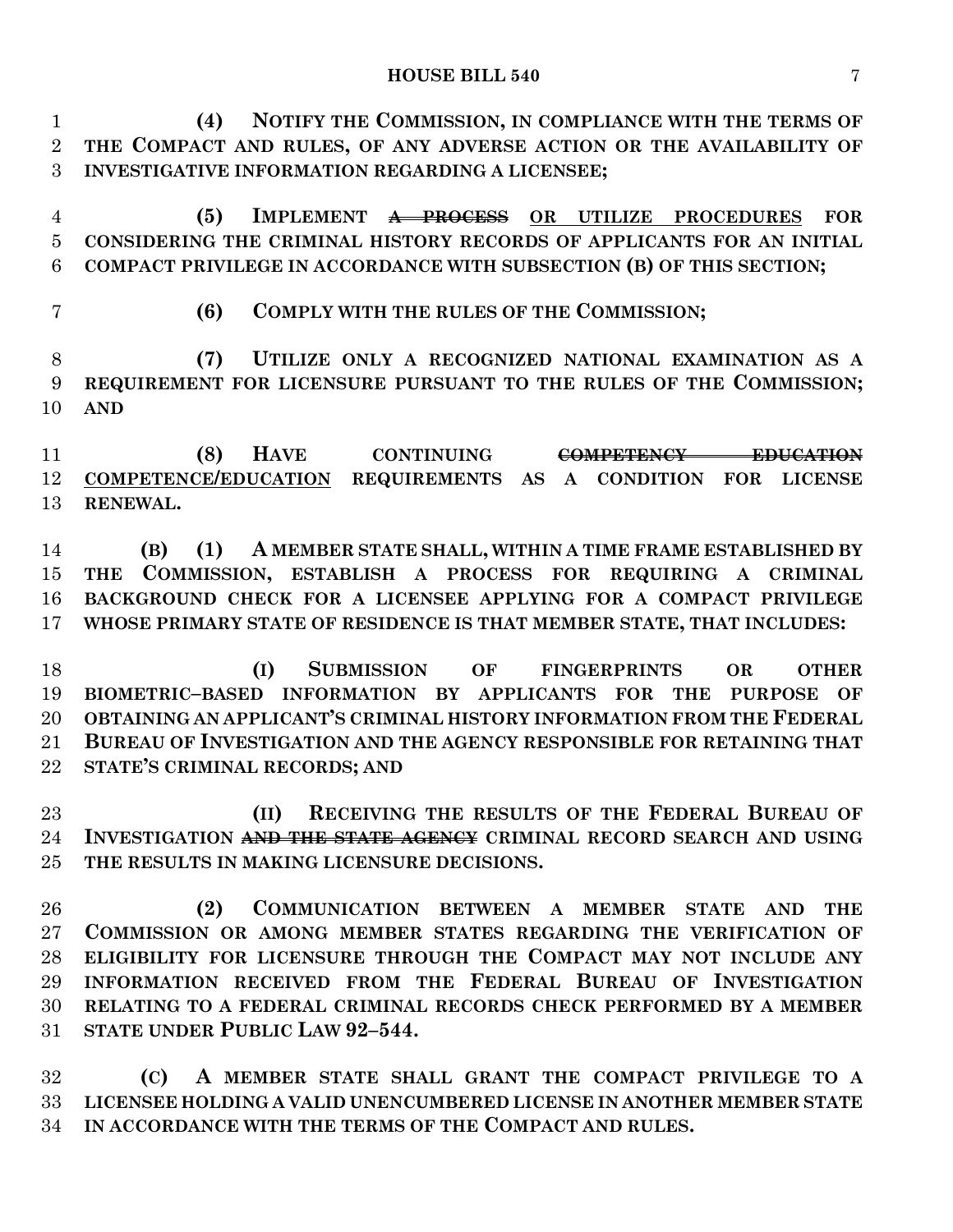**(4) NOTIFY THE COMMISSION, IN COMPLIANCE WITH THE TERMS OF THE COMPACT AND RULES, OF ANY ADVERSE ACTION OR THE AVAILABILITY OF INVESTIGATIVE INFORMATION REGARDING A LICENSEE;**

**(5) IMPLEMENT ~~A PROCESS~~ OR UTILIZE PROCEDURES FOR CONSIDERING THE CRIMINAL HISTORY RECORDS OF APPLICANTS FOR AN INITIAL COMPACT PRIVILEGE IN ACCORDANCE WITH SUBSECTION (B) OF THIS SECTION;**

**(6) COMPLY WITH THE RULES OF THE COMMISSION;**

**(7) UTILIZE ONLY A RECOGNIZED NATIONAL EXAMINATION AS A REQUIREMENT FOR LICENSURE PURSUANT TO THE RULES OF THE COMMISSION; AND**

**(8) HAVE CONTINUING ~~COMPETENCY EDUCATION~~ <u>COMPETENCE/EDUCATION</u> REQUIREMENTS AS A CONDITION FOR LICENSE RENEWAL.**

**(B) (1) A MEMBER STATE SHALL, WITHIN A TIME FRAME ESTABLISHED BY THE COMMISSION, ESTABLISH A PROCESS FOR REQUIRING A CRIMINAL BACKGROUND CHECK FOR A LICENSEE APPLYING FOR A COMPACT PRIVILEGE WHOSE PRIMARY STATE OF RESIDENCE IS THAT MEMBER STATE, THAT INCLUDES:**

**(I) SUBMISSION OF FINGERPRINTS OR OTHER BIOMETRIC–BASED INFORMATION BY APPLICANTS FOR THE PURPOSE OF OBTAINING AN APPLICANT'S CRIMINAL HISTORY INFORMATION FROM THE FEDERAL BUREAU OF INVESTIGATION AND THE AGENCY RESPONSIBLE FOR RETAINING THAT STATE'S CRIMINAL RECORDS; AND**

**(II) RECEIVING THE RESULTS OF THE FEDERAL BUREAU OF INVESTIGATION ~~AND THE STATE AGENCY~~ CRIMINAL RECORD SEARCH AND USING THE RESULTS IN MAKING LICENSURE DECISIONS.**

**(2) COMMUNICATION BETWEEN A MEMBER STATE AND THE COMMISSION OR AMONG MEMBER STATES REGARDING THE VERIFICATION OF ELIGIBILITY FOR LICENSURE THROUGH THE COMPACT MAY NOT INCLUDE ANY INFORMATION RECEIVED FROM THE FEDERAL BUREAU OF INVESTIGATION RELATING TO A FEDERAL CRIMINAL RECORDS CHECK PERFORMED BY A MEMBER STATE UNDER PUBLIC LAW 92–544.**

**(C) A MEMBER STATE SHALL GRANT THE COMPACT PRIVILEGE TO A LICENSEE HOLDING A VALID UNENCUMBERED LICENSE IN ANOTHER MEMBER STATE IN ACCORDANCE WITH THE TERMS OF THE COMPACT AND RULES.**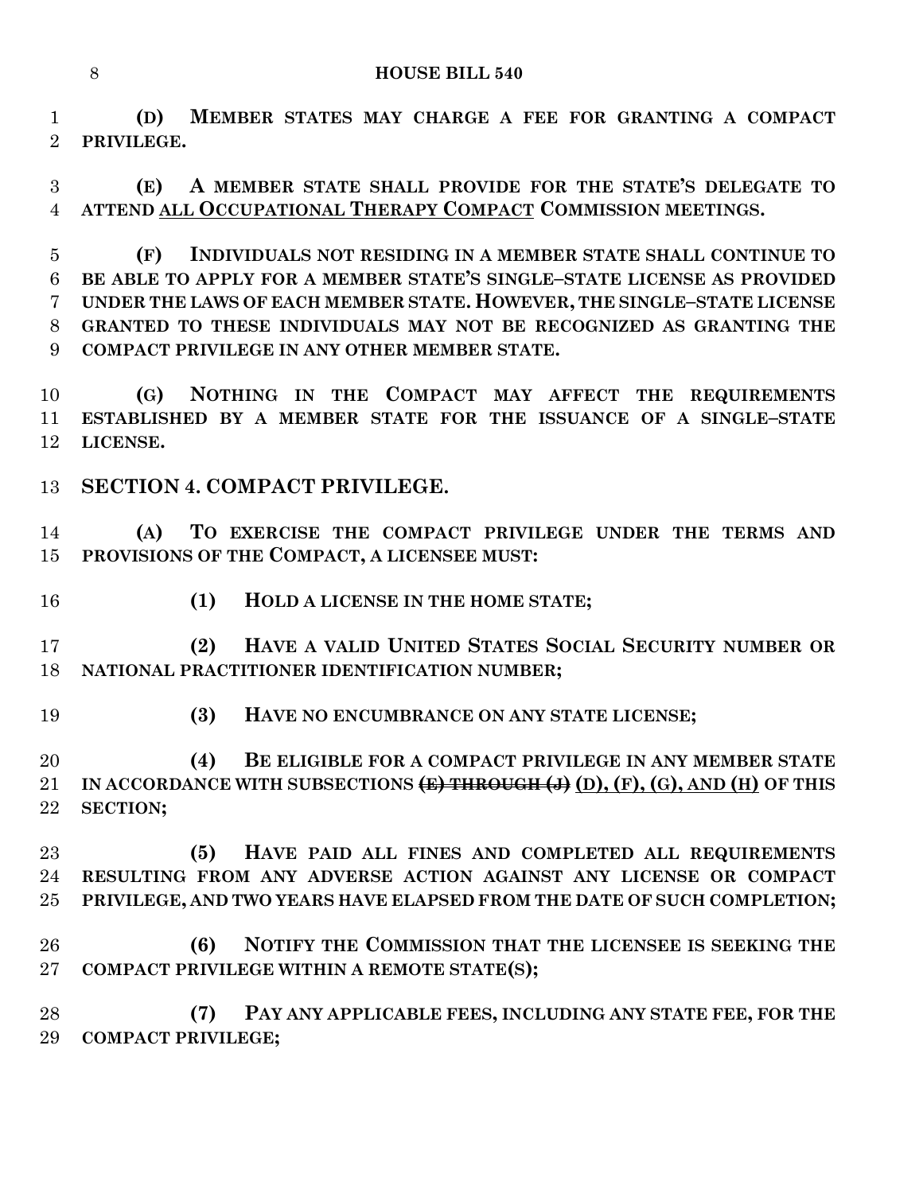**(D) MEMBER STATES MAY CHARGE A FEE FOR GRANTING A COMPACT PRIVILEGE.**

**(E) A MEMBER STATE SHALL PROVIDE FOR THE STATE'S DELEGATE TO ATTEND <u>ALL OCCUPATIONAL THERAPY COMPACT</u> COMMISSION MEETINGS.**

**(F) INDIVIDUALS NOT RESIDING IN A MEMBER STATE SHALL CONTINUE TO BE ABLE TO APPLY FOR A MEMBER STATE'S SINGLE–STATE LICENSE AS PROVIDED UNDER THE LAWS OF EACH MEMBER STATE. HOWEVER, THE SINGLE–STATE LICENSE GRANTED TO THESE INDIVIDUALS MAY NOT BE RECOGNIZED AS GRANTING THE COMPACT PRIVILEGE IN ANY OTHER MEMBER STATE.**

**(G) NOTHING IN THE COMPACT MAY AFFECT THE REQUIREMENTS ESTABLISHED BY A MEMBER STATE FOR THE ISSUANCE OF A SINGLE–STATE LICENSE.**

## SECTION 4. COMPACT PRIVILEGE.

**(A) TO EXERCISE THE COMPACT PRIVILEGE UNDER THE TERMS AND PROVISIONS OF THE COMPACT, A LICENSEE MUST:**

**(1) HOLD A LICENSE IN THE HOME STATE;**

**(2) HAVE A VALID UNITED STATES SOCIAL SECURITY NUMBER OR NATIONAL PRACTITIONER IDENTIFICATION NUMBER;**

**(3) HAVE NO ENCUMBRANCE ON ANY STATE LICENSE;**

**(4) BE ELIGIBLE FOR A COMPACT PRIVILEGE IN ANY MEMBER STATE IN ACCORDANCE WITH SUBSECTIONS ~~(E) THROUGH (J)~~ <u>(D), (F), (G), AND (H)</u> OF THIS SECTION;**

**(5) HAVE PAID ALL FINES AND COMPLETED ALL REQUIREMENTS RESULTING FROM ANY ADVERSE ACTION AGAINST ANY LICENSE OR COMPACT PRIVILEGE, AND TWO YEARS HAVE ELAPSED FROM THE DATE OF SUCH COMPLETION;**

**(6) NOTIFY THE COMMISSION THAT THE LICENSEE IS SEEKING THE COMPACT PRIVILEGE WITHIN A REMOTE STATE(S);**

**(7) PAY ANY APPLICABLE FEES, INCLUDING ANY STATE FEE, FOR THE COMPACT PRIVILEGE;**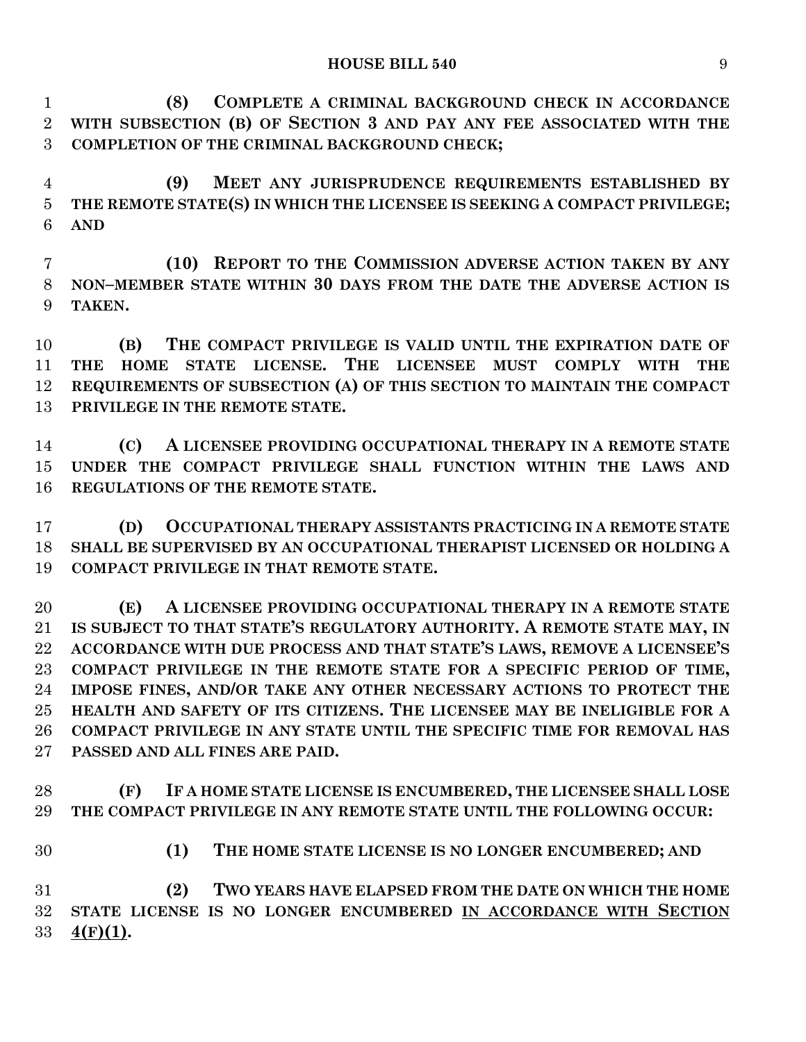**(8) COMPLETE A CRIMINAL BACKGROUND CHECK IN ACCORDANCE WITH SUBSECTION (B) OF SECTION 3 AND PAY ANY FEE ASSOCIATED WITH THE COMPLETION OF THE CRIMINAL BACKGROUND CHECK;**

**(9) MEET ANY JURISPRUDENCE REQUIREMENTS ESTABLISHED BY THE REMOTE STATE(S) IN WHICH THE LICENSEE IS SEEKING A COMPACT PRIVILEGE; AND**

**(10) REPORT TO THE COMMISSION ADVERSE ACTION TAKEN BY ANY NON–MEMBER STATE WITHIN 30 DAYS FROM THE DATE THE ADVERSE ACTION IS TAKEN.**

**(B) THE COMPACT PRIVILEGE IS VALID UNTIL THE EXPIRATION DATE OF THE HOME STATE LICENSE. THE LICENSEE MUST COMPLY WITH THE REQUIREMENTS OF SUBSECTION (A) OF THIS SECTION TO MAINTAIN THE COMPACT PRIVILEGE IN THE REMOTE STATE.**

**(C) A LICENSEE PROVIDING OCCUPATIONAL THERAPY IN A REMOTE STATE UNDER THE COMPACT PRIVILEGE SHALL FUNCTION WITHIN THE LAWS AND REGULATIONS OF THE REMOTE STATE.**

**(D) OCCUPATIONAL THERAPY ASSISTANTS PRACTICING IN A REMOTE STATE SHALL BE SUPERVISED BY AN OCCUPATIONAL THERAPIST LICENSED OR HOLDING A COMPACT PRIVILEGE IN THAT REMOTE STATE.**

**(E) A LICENSEE PROVIDING OCCUPATIONAL THERAPY IN A REMOTE STATE IS SUBJECT TO THAT STATE'S REGULATORY AUTHORITY. A REMOTE STATE MAY, IN ACCORDANCE WITH DUE PROCESS AND THAT STATE'S LAWS, REMOVE A LICENSEE'S COMPACT PRIVILEGE IN THE REMOTE STATE FOR A SPECIFIC PERIOD OF TIME, IMPOSE FINES, AND/OR TAKE ANY OTHER NECESSARY ACTIONS TO PROTECT THE HEALTH AND SAFETY OF ITS CITIZENS. THE LICENSEE MAY BE INELIGIBLE FOR A COMPACT PRIVILEGE IN ANY STATE UNTIL THE SPECIFIC TIME FOR REMOVAL HAS PASSED AND ALL FINES ARE PAID.**

**(F) IF A HOME STATE LICENSE IS ENCUMBERED, THE LICENSEE SHALL LOSE THE COMPACT PRIVILEGE IN ANY REMOTE STATE UNTIL THE FOLLOWING OCCUR:**

**(1) THE HOME STATE LICENSE IS NO LONGER ENCUMBERED; AND**

**(2) TWO YEARS HAVE ELAPSED FROM THE DATE ON WHICH THE HOME STATE LICENSE IS NO LONGER ENCUMBERED <u>IN ACCORDANCE WITH SECTION 4(F)(1)</u>.**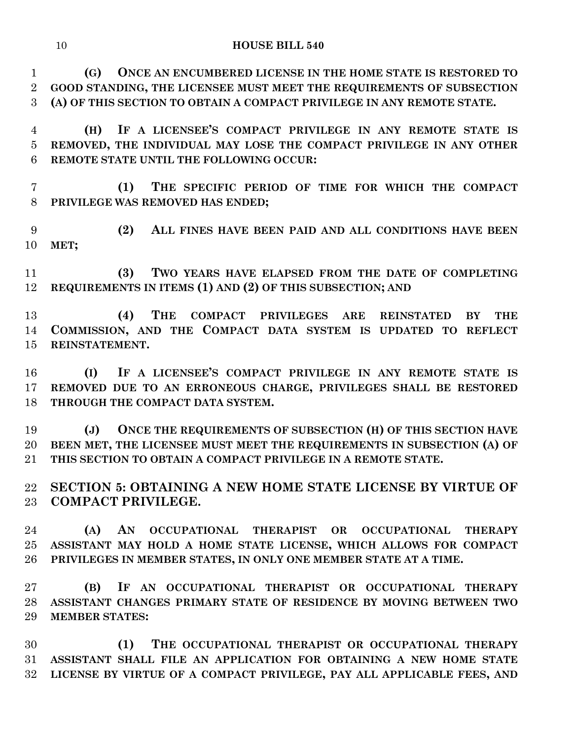**(G) ONCE AN ENCUMBERED LICENSE IN THE HOME STATE IS RESTORED TO GOOD STANDING, THE LICENSEE MUST MEET THE REQUIREMENTS OF SUBSECTION (A) OF THIS SECTION TO OBTAIN A COMPACT PRIVILEGE IN ANY REMOTE STATE.**

**(H) IF A LICENSEE'S COMPACT PRIVILEGE IN ANY REMOTE STATE IS REMOVED, THE INDIVIDUAL MAY LOSE THE COMPACT PRIVILEGE IN ANY OTHER REMOTE STATE UNTIL THE FOLLOWING OCCUR:**

**(1) THE SPECIFIC PERIOD OF TIME FOR WHICH THE COMPACT PRIVILEGE WAS REMOVED HAS ENDED;**

**(2) ALL FINES HAVE BEEN PAID AND ALL CONDITIONS HAVE BEEN MET;**

**(3) TWO YEARS HAVE ELAPSED FROM THE DATE OF COMPLETING REQUIREMENTS IN ITEMS (1) AND (2) OF THIS SUBSECTION; AND**

**(4) THE COMPACT PRIVILEGES ARE REINSTATED BY THE COMMISSION, AND THE COMPACT DATA SYSTEM IS UPDATED TO REFLECT REINSTATEMENT.**

**(I) IF A LICENSEE'S COMPACT PRIVILEGE IN ANY REMOTE STATE IS REMOVED DUE TO AN ERRONEOUS CHARGE, PRIVILEGES SHALL BE RESTORED THROUGH THE COMPACT DATA SYSTEM.**

**(J) ONCE THE REQUIREMENTS OF SUBSECTION (H) OF THIS SECTION HAVE BEEN MET, THE LICENSEE MUST MEET THE REQUIREMENTS IN SUBSECTION (A) OF THIS SECTION TO OBTAIN A COMPACT PRIVILEGE IN A REMOTE STATE.**

## SECTION 5: OBTAINING A NEW HOME STATE LICENSE BY VIRTUE OF COMPACT PRIVILEGE.

**(A) AN OCCUPATIONAL THERAPIST OR OCCUPATIONAL THERAPY ASSISTANT MAY HOLD A HOME STATE LICENSE, WHICH ALLOWS FOR COMPACT PRIVILEGES IN MEMBER STATES, IN ONLY ONE MEMBER STATE AT A TIME.**

**(B) IF AN OCCUPATIONAL THERAPIST OR OCCUPATIONAL THERAPY ASSISTANT CHANGES PRIMARY STATE OF RESIDENCE BY MOVING BETWEEN TWO MEMBER STATES:**

**(1) THE OCCUPATIONAL THERAPIST OR OCCUPATIONAL THERAPY ASSISTANT SHALL FILE AN APPLICATION FOR OBTAINING A NEW HOME STATE LICENSE BY VIRTUE OF A COMPACT PRIVILEGE, PAY ALL APPLICABLE FEES, AND**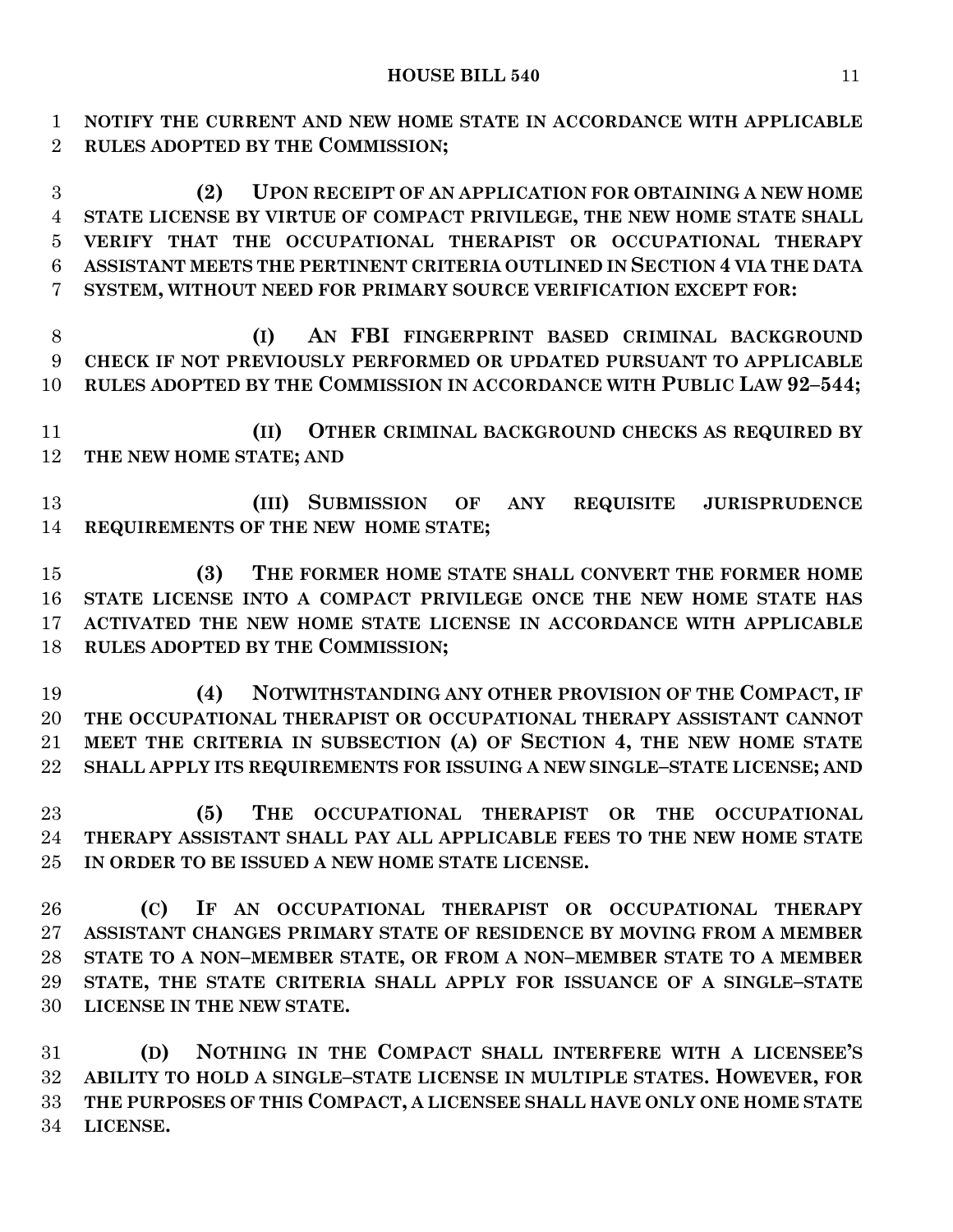**NOTIFY THE CURRENT AND NEW HOME STATE IN ACCORDANCE WITH APPLICABLE RULES ADOPTED BY THE COMMISSION;**

**(2) UPON RECEIPT OF AN APPLICATION FOR OBTAINING A NEW HOME STATE LICENSE BY VIRTUE OF COMPACT PRIVILEGE, THE NEW HOME STATE SHALL VERIFY THAT THE OCCUPATIONAL THERAPIST OR OCCUPATIONAL THERAPY ASSISTANT MEETS THE PERTINENT CRITERIA OUTLINED IN SECTION 4 VIA THE DATA SYSTEM, WITHOUT NEED FOR PRIMARY SOURCE VERIFICATION EXCEPT FOR:**

**(I) AN FBI FINGERPRINT BASED CRIMINAL BACKGROUND CHECK IF NOT PREVIOUSLY PERFORMED OR UPDATED PURSUANT TO APPLICABLE RULES ADOPTED BY THE COMMISSION IN ACCORDANCE WITH PUBLIC LAW 92–544;**

**(II) OTHER CRIMINAL BACKGROUND CHECKS AS REQUIRED BY THE NEW HOME STATE; AND**

**(III) SUBMISSION OF ANY REQUISITE JURISPRUDENCE REQUIREMENTS OF THE NEW HOME STATE;**

**(3) THE FORMER HOME STATE SHALL CONVERT THE FORMER HOME STATE LICENSE INTO A COMPACT PRIVILEGE ONCE THE NEW HOME STATE HAS ACTIVATED THE NEW HOME STATE LICENSE IN ACCORDANCE WITH APPLICABLE RULES ADOPTED BY THE COMMISSION;**

**(4) NOTWITHSTANDING ANY OTHER PROVISION OF THE COMPACT, IF THE OCCUPATIONAL THERAPIST OR OCCUPATIONAL THERAPY ASSISTANT CANNOT MEET THE CRITERIA IN SUBSECTION (A) OF SECTION 4, THE NEW HOME STATE SHALL APPLY ITS REQUIREMENTS FOR ISSUING A NEW SINGLE–STATE LICENSE; AND**

**(5) THE OCCUPATIONAL THERAPIST OR THE OCCUPATIONAL THERAPY ASSISTANT SHALL PAY ALL APPLICABLE FEES TO THE NEW HOME STATE IN ORDER TO BE ISSUED A NEW HOME STATE LICENSE.**

**(C) IF AN OCCUPATIONAL THERAPIST OR OCCUPATIONAL THERAPY ASSISTANT CHANGES PRIMARY STATE OF RESIDENCE BY MOVING FROM A MEMBER STATE TO A NON–MEMBER STATE, OR FROM A NON–MEMBER STATE TO A MEMBER STATE, THE STATE CRITERIA SHALL APPLY FOR ISSUANCE OF A SINGLE–STATE LICENSE IN THE NEW STATE.**

**(D) NOTHING IN THE COMPACT SHALL INTERFERE WITH A LICENSEE'S ABILITY TO HOLD A SINGLE–STATE LICENSE IN MULTIPLE STATES. HOWEVER, FOR THE PURPOSES OF THIS COMPACT, A LICENSEE SHALL HAVE ONLY ONE HOME STATE LICENSE.**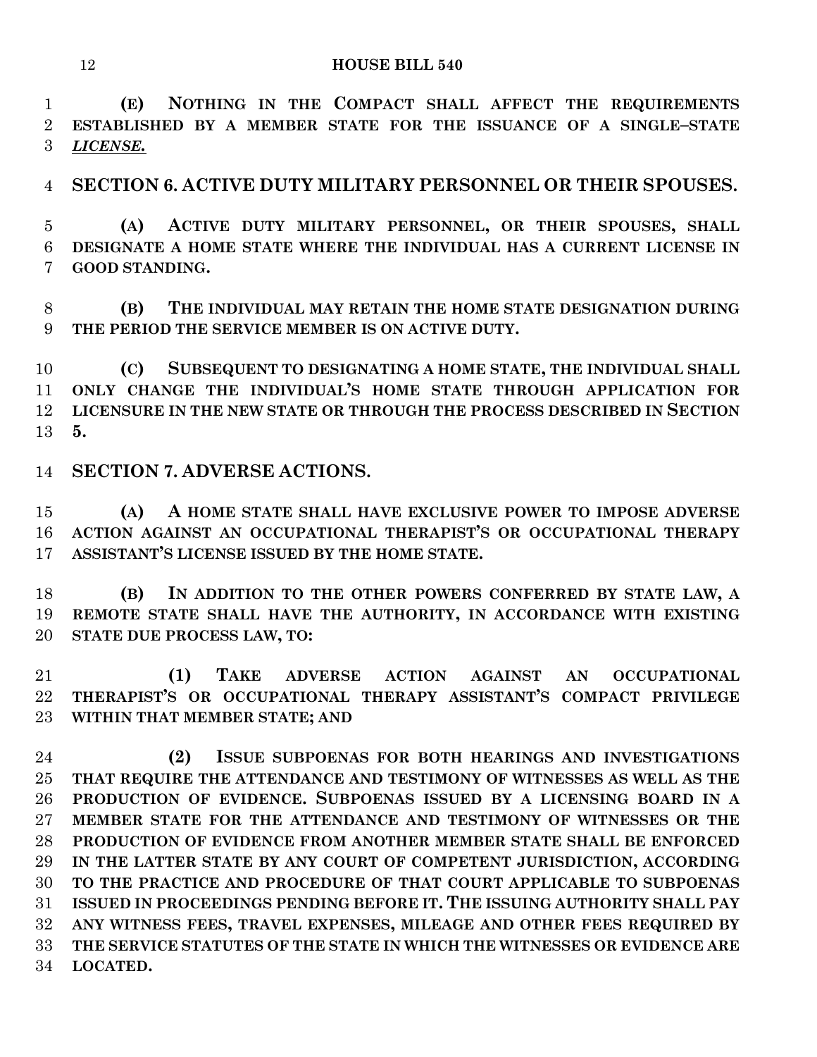**(E) NOTHING IN THE COMPACT SHALL AFFECT THE REQUIREMENTS ESTABLISHED BY A MEMBER STATE FOR THE ISSUANCE OF A SINGLE–STATE *LICENSE.***

## SECTION 6. ACTIVE DUTY MILITARY PERSONNEL OR THEIR SPOUSES.

**(A) ACTIVE DUTY MILITARY PERSONNEL, OR THEIR SPOUSES, SHALL DESIGNATE A HOME STATE WHERE THE INDIVIDUAL HAS A CURRENT LICENSE IN GOOD STANDING.**

**(B) THE INDIVIDUAL MAY RETAIN THE HOME STATE DESIGNATION DURING THE PERIOD THE SERVICE MEMBER IS ON ACTIVE DUTY.**

**(C) SUBSEQUENT TO DESIGNATING A HOME STATE, THE INDIVIDUAL SHALL ONLY CHANGE THE INDIVIDUAL'S HOME STATE THROUGH APPLICATION FOR LICENSURE IN THE NEW STATE OR THROUGH THE PROCESS DESCRIBED IN SECTION 5.**

## SECTION 7. ADVERSE ACTIONS.

**(A) A HOME STATE SHALL HAVE EXCLUSIVE POWER TO IMPOSE ADVERSE ACTION AGAINST AN OCCUPATIONAL THERAPIST'S OR OCCUPATIONAL THERAPY ASSISTANT'S LICENSE ISSUED BY THE HOME STATE.**

**(B) IN ADDITION TO THE OTHER POWERS CONFERRED BY STATE LAW, A REMOTE STATE SHALL HAVE THE AUTHORITY, IN ACCORDANCE WITH EXISTING STATE DUE PROCESS LAW, TO:**

**(1) TAKE ADVERSE ACTION AGAINST AN OCCUPATIONAL THERAPIST'S OR OCCUPATIONAL THERAPY ASSISTANT'S COMPACT PRIVILEGE WITHIN THAT MEMBER STATE; AND**

**(2) ISSUE SUBPOENAS FOR BOTH HEARINGS AND INVESTIGATIONS THAT REQUIRE THE ATTENDANCE AND TESTIMONY OF WITNESSES AS WELL AS THE PRODUCTION OF EVIDENCE. SUBPOENAS ISSUED BY A LICENSING BOARD IN A MEMBER STATE FOR THE ATTENDANCE AND TESTIMONY OF WITNESSES OR THE PRODUCTION OF EVIDENCE FROM ANOTHER MEMBER STATE SHALL BE ENFORCED IN THE LATTER STATE BY ANY COURT OF COMPETENT JURISDICTION, ACCORDING TO THE PRACTICE AND PROCEDURE OF THAT COURT APPLICABLE TO SUBPOENAS ISSUED IN PROCEEDINGS PENDING BEFORE IT. THE ISSUING AUTHORITY SHALL PAY ANY WITNESS FEES, TRAVEL EXPENSES, MILEAGE AND OTHER FEES REQUIRED BY THE SERVICE STATUTES OF THE STATE IN WHICH THE WITNESSES OR EVIDENCE ARE LOCATED.**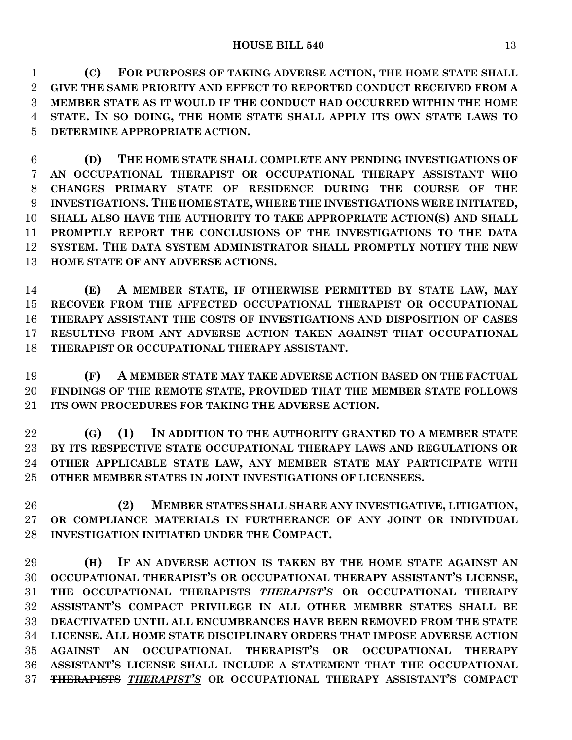**(C) FOR PURPOSES OF TAKING ADVERSE ACTION, THE HOME STATE SHALL GIVE THE SAME PRIORITY AND EFFECT TO REPORTED CONDUCT RECEIVED FROM A MEMBER STATE AS IT WOULD IF THE CONDUCT HAD OCCURRED WITHIN THE HOME STATE. IN SO DOING, THE HOME STATE SHALL APPLY ITS OWN STATE LAWS TO DETERMINE APPROPRIATE ACTION.**

**(D) THE HOME STATE SHALL COMPLETE ANY PENDING INVESTIGATIONS OF AN OCCUPATIONAL THERAPIST OR OCCUPATIONAL THERAPY ASSISTANT WHO CHANGES PRIMARY STATE OF RESIDENCE DURING THE COURSE OF THE INVESTIGATIONS. THE HOME STATE, WHERE THE INVESTIGATIONS WERE INITIATED, SHALL ALSO HAVE THE AUTHORITY TO TAKE APPROPRIATE ACTION(S) AND SHALL PROMPTLY REPORT THE CONCLUSIONS OF THE INVESTIGATIONS TO THE DATA SYSTEM. THE DATA SYSTEM ADMINISTRATOR SHALL PROMPTLY NOTIFY THE NEW HOME STATE OF ANY ADVERSE ACTIONS.**

**(E) A MEMBER STATE, IF OTHERWISE PERMITTED BY STATE LAW, MAY RECOVER FROM THE AFFECTED OCCUPATIONAL THERAPIST OR OCCUPATIONAL THERAPY ASSISTANT THE COSTS OF INVESTIGATIONS AND DISPOSITION OF CASES RESULTING FROM ANY ADVERSE ACTION TAKEN AGAINST THAT OCCUPATIONAL THERAPIST OR OCCUPATIONAL THERAPY ASSISTANT.**

**(F) A MEMBER STATE MAY TAKE ADVERSE ACTION BASED ON THE FACTUAL FINDINGS OF THE REMOTE STATE, PROVIDED THAT THE MEMBER STATE FOLLOWS ITS OWN PROCEDURES FOR TAKING THE ADVERSE ACTION.**

**(G) (1) IN ADDITION TO THE AUTHORITY GRANTED TO A MEMBER STATE BY ITS RESPECTIVE STATE OCCUPATIONAL THERAPY LAWS AND REGULATIONS OR OTHER APPLICABLE STATE LAW, ANY MEMBER STATE MAY PARTICIPATE WITH OTHER MEMBER STATES IN JOINT INVESTIGATIONS OF LICENSEES.**

**(2) MEMBER STATES SHALL SHARE ANY INVESTIGATIVE, LITIGATION, OR COMPLIANCE MATERIALS IN FURTHERANCE OF ANY JOINT OR INDIVIDUAL INVESTIGATION INITIATED UNDER THE COMPACT.**

**(H) IF AN ADVERSE ACTION IS TAKEN BY THE HOME STATE AGAINST AN OCCUPATIONAL THERAPIST'S OR OCCUPATIONAL THERAPY ASSISTANT'S LICENSE, THE OCCUPATIONAL ~~THERAPISTS~~ *THERAPIST'S* OR OCCUPATIONAL THERAPY ASSISTANT'S COMPACT PRIVILEGE IN ALL OTHER MEMBER STATES SHALL BE DEACTIVATED UNTIL ALL ENCUMBRANCES HAVE BEEN REMOVED FROM THE STATE LICENSE. ALL HOME STATE DISCIPLINARY ORDERS THAT IMPOSE ADVERSE ACTION AGAINST AN OCCUPATIONAL THERAPIST'S OR OCCUPATIONAL THERAPY ASSISTANT'S LICENSE SHALL INCLUDE A STATEMENT THAT THE OCCUPATIONAL ~~THERAPISTS~~ *THERAPIST'S* OR OCCUPATIONAL THERAPY ASSISTANT'S COMPACT**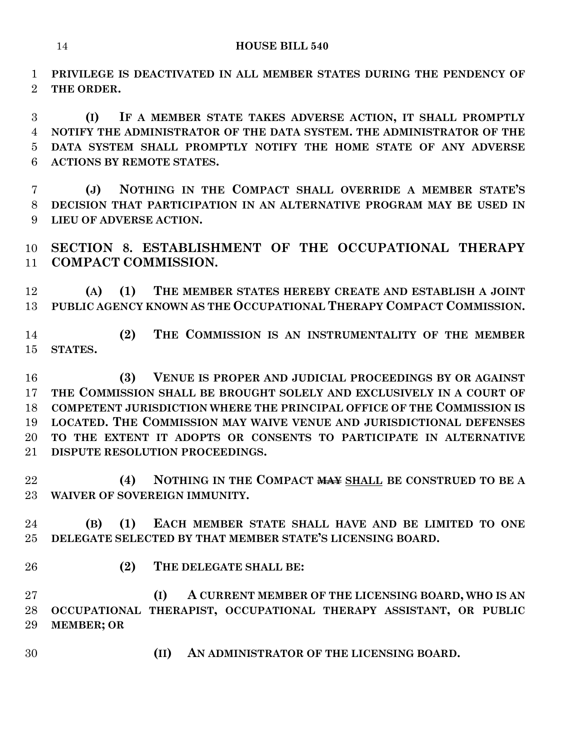**PRIVILEGE IS DEACTIVATED IN ALL MEMBER STATES DURING THE PENDENCY OF THE ORDER.**

**(I) IF A MEMBER STATE TAKES ADVERSE ACTION, IT SHALL PROMPTLY NOTIFY THE ADMINISTRATOR OF THE DATA SYSTEM. THE ADMINISTRATOR OF THE DATA SYSTEM SHALL PROMPTLY NOTIFY THE HOME STATE OF ANY ADVERSE ACTIONS BY REMOTE STATES.**

**(J) NOTHING IN THE COMPACT SHALL OVERRIDE A MEMBER STATE'S DECISION THAT PARTICIPATION IN AN ALTERNATIVE PROGRAM MAY BE USED IN LIEU OF ADVERSE ACTION.**

## SECTION 8. ESTABLISHMENT OF THE OCCUPATIONAL THERAPY COMPACT COMMISSION.

**(A) (1) THE MEMBER STATES HEREBY CREATE AND ESTABLISH A JOINT PUBLIC AGENCY KNOWN AS THE OCCUPATIONAL THERAPY COMPACT COMMISSION.**

**(2) THE COMMISSION IS AN INSTRUMENTALITY OF THE MEMBER STATES.**

**(3) VENUE IS PROPER AND JUDICIAL PROCEEDINGS BY OR AGAINST THE COMMISSION SHALL BE BROUGHT SOLELY AND EXCLUSIVELY IN A COURT OF COMPETENT JURISDICTION WHERE THE PRINCIPAL OFFICE OF THE COMMISSION IS LOCATED. THE COMMISSION MAY WAIVE VENUE AND JURISDICTIONAL DEFENSES TO THE EXTENT IT ADOPTS OR CONSENTS TO PARTICIPATE IN ALTERNATIVE DISPUTE RESOLUTION PROCEEDINGS.**

**(4) NOTHING IN THE COMPACT ~~MAY~~ SHALL BE CONSTRUED TO BE A WAIVER OF SOVEREIGN IMMUNITY.**

**(B) (1) EACH MEMBER STATE SHALL HAVE AND BE LIMITED TO ONE DELEGATE SELECTED BY THAT MEMBER STATE'S LICENSING BOARD.**

**(2) THE DELEGATE SHALL BE:**

**(I) A CURRENT MEMBER OF THE LICENSING BOARD, WHO IS AN OCCUPATIONAL THERAPIST, OCCUPATIONAL THERAPY ASSISTANT, OR PUBLIC MEMBER; OR**

**(II) AN ADMINISTRATOR OF THE LICENSING BOARD.**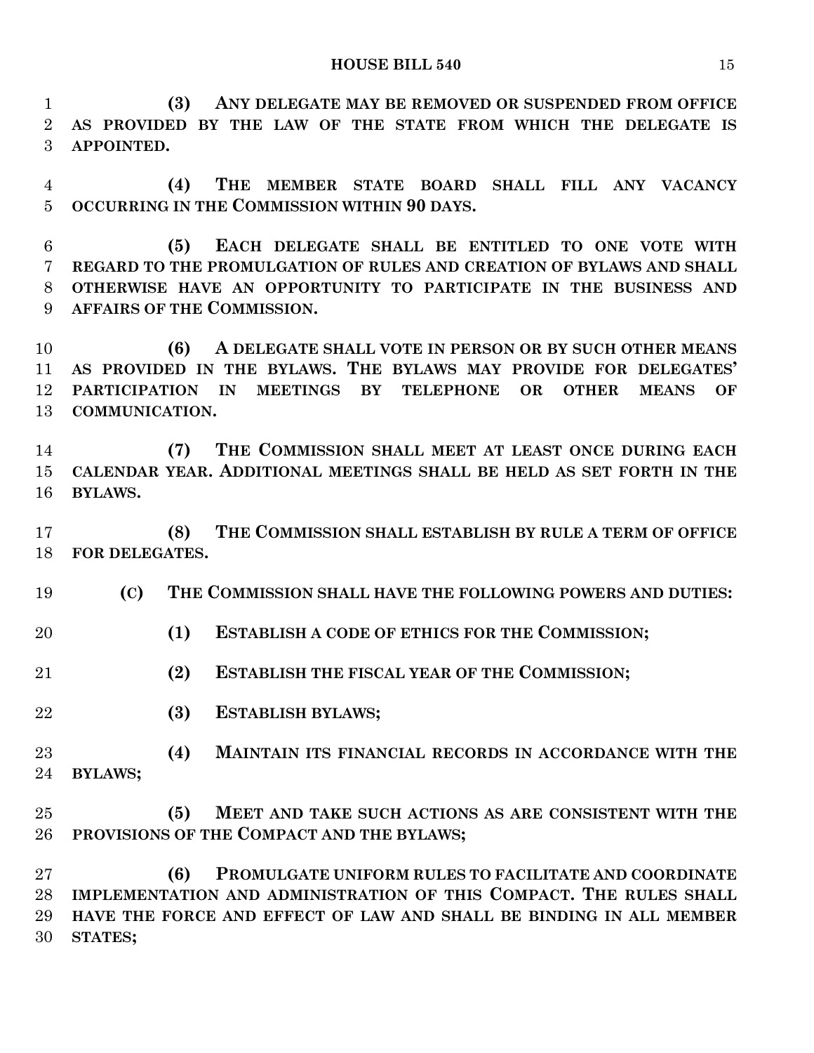**(3) ANY DELEGATE MAY BE REMOVED OR SUSPENDED FROM OFFICE AS PROVIDED BY THE LAW OF THE STATE FROM WHICH THE DELEGATE IS APPOINTED.**

**(4) THE MEMBER STATE BOARD SHALL FILL ANY VACANCY OCCURRING IN THE COMMISSION WITHIN 90 DAYS.**

**(5) EACH DELEGATE SHALL BE ENTITLED TO ONE VOTE WITH REGARD TO THE PROMULGATION OF RULES AND CREATION OF BYLAWS AND SHALL OTHERWISE HAVE AN OPPORTUNITY TO PARTICIPATE IN THE BUSINESS AND AFFAIRS OF THE COMMISSION.**

**(6) A DELEGATE SHALL VOTE IN PERSON OR BY SUCH OTHER MEANS AS PROVIDED IN THE BYLAWS. THE BYLAWS MAY PROVIDE FOR DELEGATES' PARTICIPATION IN MEETINGS BY TELEPHONE OR OTHER MEANS OF COMMUNICATION.**

**(7) THE COMMISSION SHALL MEET AT LEAST ONCE DURING EACH CALENDAR YEAR. ADDITIONAL MEETINGS SHALL BE HELD AS SET FORTH IN THE BYLAWS.**

**(8) THE COMMISSION SHALL ESTABLISH BY RULE A TERM OF OFFICE FOR DELEGATES.**

**(C) THE COMMISSION SHALL HAVE THE FOLLOWING POWERS AND DUTIES:**

**(1) ESTABLISH A CODE OF ETHICS FOR THE COMMISSION;**

**(2) ESTABLISH THE FISCAL YEAR OF THE COMMISSION;**

**(3) ESTABLISH BYLAWS;**

**(4) MAINTAIN ITS FINANCIAL RECORDS IN ACCORDANCE WITH THE BYLAWS;**

**(5) MEET AND TAKE SUCH ACTIONS AS ARE CONSISTENT WITH THE PROVISIONS OF THE COMPACT AND THE BYLAWS;**

**(6) PROMULGATE UNIFORM RULES TO FACILITATE AND COORDINATE IMPLEMENTATION AND ADMINISTRATION OF THIS COMPACT. THE RULES SHALL HAVE THE FORCE AND EFFECT OF LAW AND SHALL BE BINDING IN ALL MEMBER STATES;**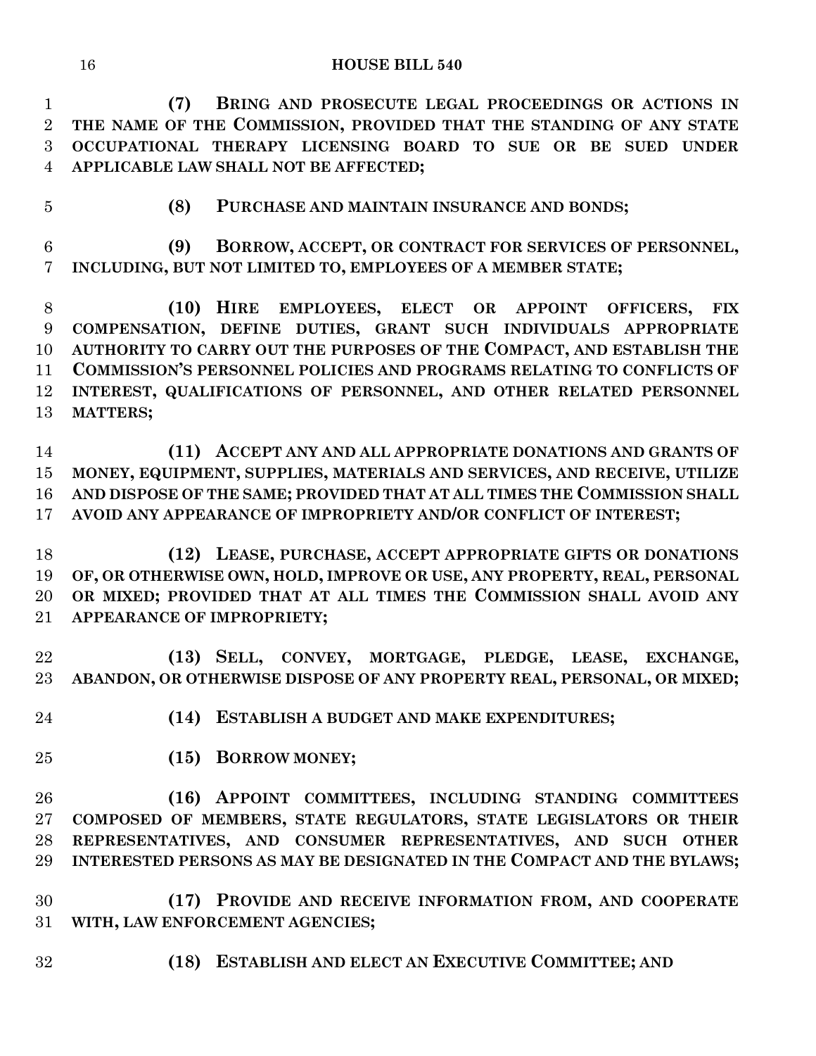**(7) BRING AND PROSECUTE LEGAL PROCEEDINGS OR ACTIONS IN THE NAME OF THE COMMISSION, PROVIDED THAT THE STANDING OF ANY STATE OCCUPATIONAL THERAPY LICENSING BOARD TO SUE OR BE SUED UNDER APPLICABLE LAW SHALL NOT BE AFFECTED;**

**(8) PURCHASE AND MAINTAIN INSURANCE AND BONDS;**

**(9) BORROW, ACCEPT, OR CONTRACT FOR SERVICES OF PERSONNEL, INCLUDING, BUT NOT LIMITED TO, EMPLOYEES OF A MEMBER STATE;**

**(10) HIRE EMPLOYEES, ELECT OR APPOINT OFFICERS, FIX COMPENSATION, DEFINE DUTIES, GRANT SUCH INDIVIDUALS APPROPRIATE AUTHORITY TO CARRY OUT THE PURPOSES OF THE COMPACT, AND ESTABLISH THE COMMISSION'S PERSONNEL POLICIES AND PROGRAMS RELATING TO CONFLICTS OF INTEREST, QUALIFICATIONS OF PERSONNEL, AND OTHER RELATED PERSONNEL MATTERS;**

**(11) ACCEPT ANY AND ALL APPROPRIATE DONATIONS AND GRANTS OF MONEY, EQUIPMENT, SUPPLIES, MATERIALS AND SERVICES, AND RECEIVE, UTILIZE AND DISPOSE OF THE SAME; PROVIDED THAT AT ALL TIMES THE COMMISSION SHALL AVOID ANY APPEARANCE OF IMPROPRIETY AND/OR CONFLICT OF INTEREST;**

**(12) LEASE, PURCHASE, ACCEPT APPROPRIATE GIFTS OR DONATIONS OF, OR OTHERWISE OWN, HOLD, IMPROVE OR USE, ANY PROPERTY, REAL, PERSONAL OR MIXED; PROVIDED THAT AT ALL TIMES THE COMMISSION SHALL AVOID ANY APPEARANCE OF IMPROPRIETY;**

**(13) SELL, CONVEY, MORTGAGE, PLEDGE, LEASE, EXCHANGE, ABANDON, OR OTHERWISE DISPOSE OF ANY PROPERTY REAL, PERSONAL, OR MIXED;**

**(14) ESTABLISH A BUDGET AND MAKE EXPENDITURES;**

**(15) BORROW MONEY;**

**(16) APPOINT COMMITTEES, INCLUDING STANDING COMMITTEES COMPOSED OF MEMBERS, STATE REGULATORS, STATE LEGISLATORS OR THEIR REPRESENTATIVES, AND CONSUMER REPRESENTATIVES, AND SUCH OTHER INTERESTED PERSONS AS MAY BE DESIGNATED IN THE COMPACT AND THE BYLAWS;**

**(17) PROVIDE AND RECEIVE INFORMATION FROM, AND COOPERATE WITH, LAW ENFORCEMENT AGENCIES;**

**(18) ESTABLISH AND ELECT AN EXECUTIVE COMMITTEE; AND**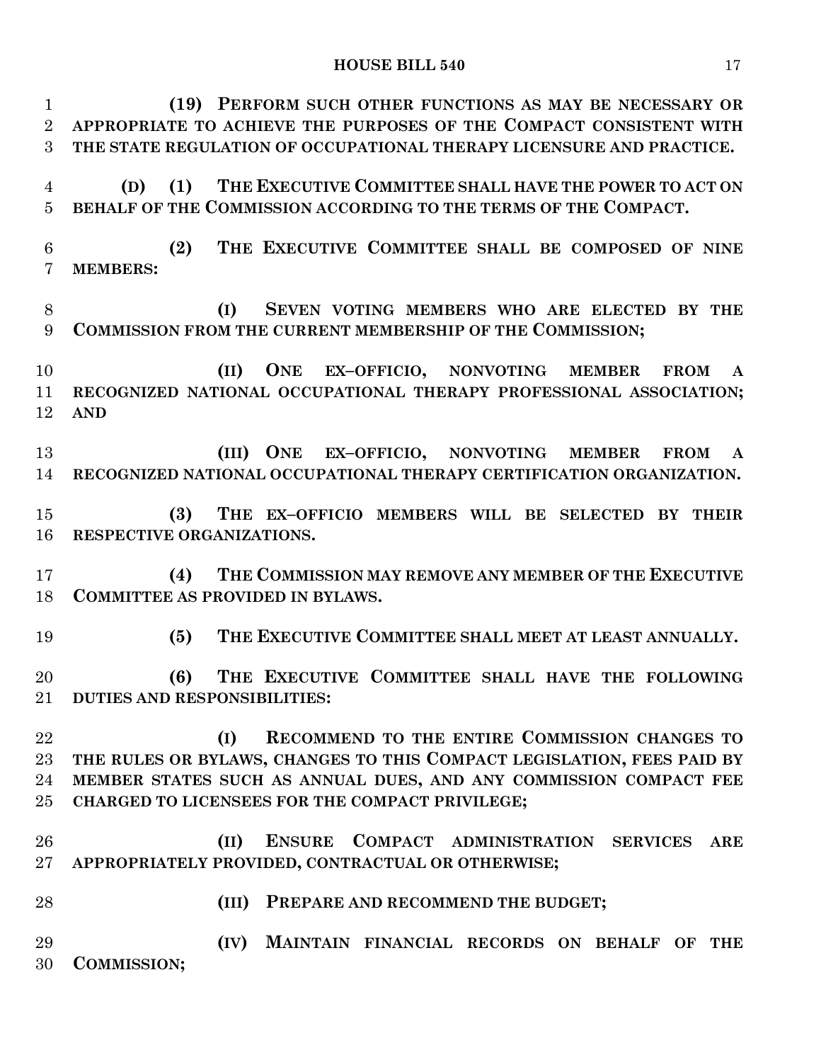**(19) PERFORM SUCH OTHER FUNCTIONS AS MAY BE NECESSARY OR APPROPRIATE TO ACHIEVE THE PURPOSES OF THE COMPACT CONSISTENT WITH THE STATE REGULATION OF OCCUPATIONAL THERAPY LICENSURE AND PRACTICE.**

**(D) (1) THE EXECUTIVE COMMITTEE SHALL HAVE THE POWER TO ACT ON BEHALF OF THE COMMISSION ACCORDING TO THE TERMS OF THE COMPACT.**

**(2) THE EXECUTIVE COMMITTEE SHALL BE COMPOSED OF NINE MEMBERS:**

**(I) SEVEN VOTING MEMBERS WHO ARE ELECTED BY THE COMMISSION FROM THE CURRENT MEMBERSHIP OF THE COMMISSION;**

**(II) ONE EX–OFFICIO, NONVOTING MEMBER FROM A RECOGNIZED NATIONAL OCCUPATIONAL THERAPY PROFESSIONAL ASSOCIATION; AND**

**(III) ONE EX–OFFICIO, NONVOTING MEMBER FROM A RECOGNIZED NATIONAL OCCUPATIONAL THERAPY CERTIFICATION ORGANIZATION.**

**(3) THE EX–OFFICIO MEMBERS WILL BE SELECTED BY THEIR RESPECTIVE ORGANIZATIONS.**

**(4) THE COMMISSION MAY REMOVE ANY MEMBER OF THE EXECUTIVE COMMITTEE AS PROVIDED IN BYLAWS.**

**(5) THE EXECUTIVE COMMITTEE SHALL MEET AT LEAST ANNUALLY.**

**(6) THE EXECUTIVE COMMITTEE SHALL HAVE THE FOLLOWING DUTIES AND RESPONSIBILITIES:**

**(I) RECOMMEND TO THE ENTIRE COMMISSION CHANGES TO THE RULES OR BYLAWS, CHANGES TO THIS COMPACT LEGISLATION, FEES PAID BY MEMBER STATES SUCH AS ANNUAL DUES, AND ANY COMMISSION COMPACT FEE CHARGED TO LICENSEES FOR THE COMPACT PRIVILEGE;**

**(II) ENSURE COMPACT ADMINISTRATION SERVICES ARE APPROPRIATELY PROVIDED, CONTRACTUAL OR OTHERWISE;**

**(III) PREPARE AND RECOMMEND THE BUDGET;**

**(IV) MAINTAIN FINANCIAL RECORDS ON BEHALF OF THE COMMISSION;**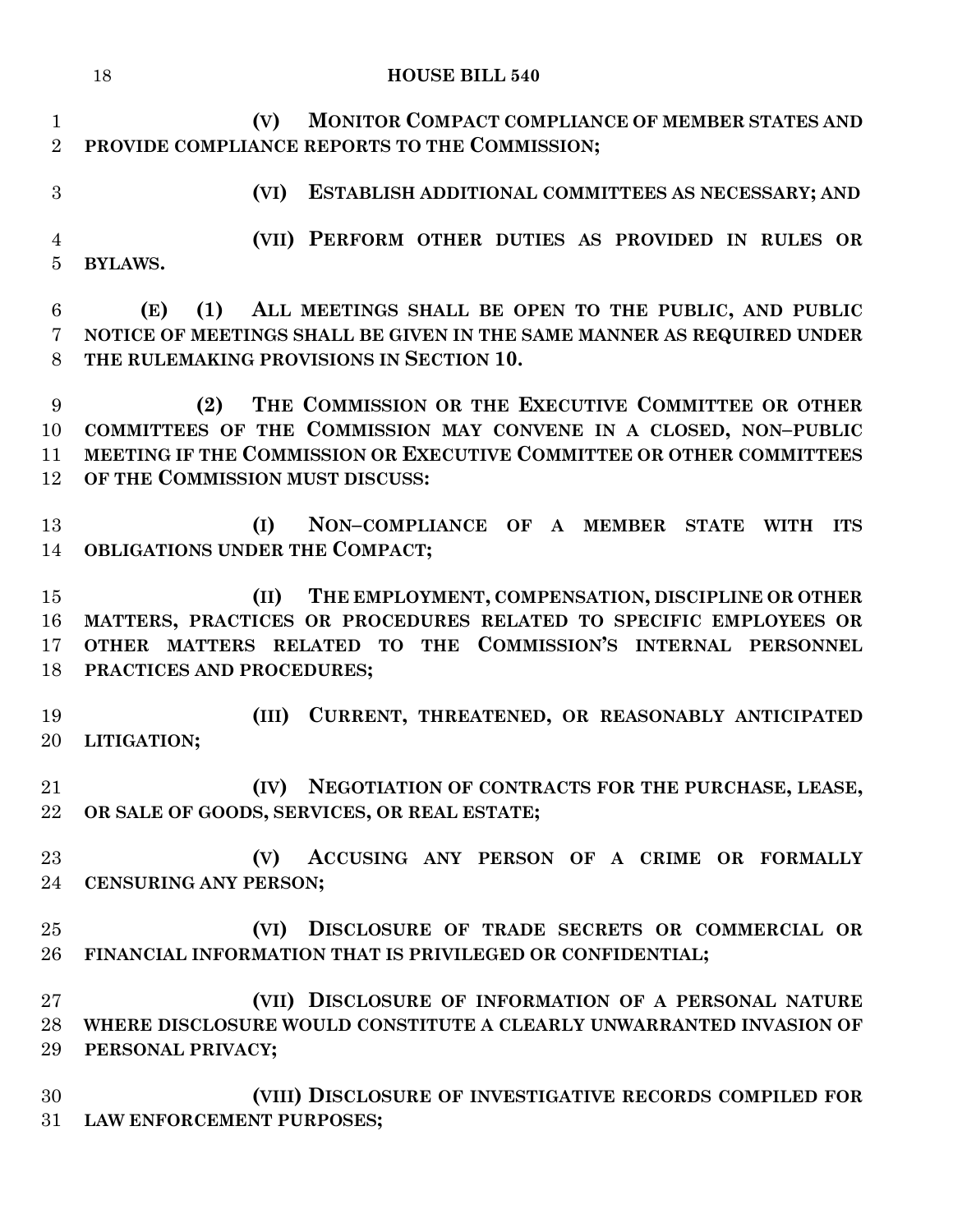**(V) MONITOR COMPACT COMPLIANCE OF MEMBER STATES AND PROVIDE COMPLIANCE REPORTS TO THE COMMISSION;**

**(VI) ESTABLISH ADDITIONAL COMMITTEES AS NECESSARY; AND**

**(VII) PERFORM OTHER DUTIES AS PROVIDED IN RULES OR BYLAWS.**

**(E) (1) ALL MEETINGS SHALL BE OPEN TO THE PUBLIC, AND PUBLIC NOTICE OF MEETINGS SHALL BE GIVEN IN THE SAME MANNER AS REQUIRED UNDER THE RULEMAKING PROVISIONS IN SECTION 10.**

**(2) THE COMMISSION OR THE EXECUTIVE COMMITTEE OR OTHER COMMITTEES OF THE COMMISSION MAY CONVENE IN A CLOSED, NON–PUBLIC MEETING IF THE COMMISSION OR EXECUTIVE COMMITTEE OR OTHER COMMITTEES OF THE COMMISSION MUST DISCUSS:**

**(I) NON–COMPLIANCE OF A MEMBER STATE WITH ITS OBLIGATIONS UNDER THE COMPACT;**

**(II) THE EMPLOYMENT, COMPENSATION, DISCIPLINE OR OTHER MATTERS, PRACTICES OR PROCEDURES RELATED TO SPECIFIC EMPLOYEES OR OTHER MATTERS RELATED TO THE COMMISSION'S INTERNAL PERSONNEL PRACTICES AND PROCEDURES;**

**(III) CURRENT, THREATENED, OR REASONABLY ANTICIPATED LITIGATION;**

**(IV) NEGOTIATION OF CONTRACTS FOR THE PURCHASE, LEASE, OR SALE OF GOODS, SERVICES, OR REAL ESTATE;**

**(V) ACCUSING ANY PERSON OF A CRIME OR FORMALLY CENSURING ANY PERSON;**

**(VI) DISCLOSURE OF TRADE SECRETS OR COMMERCIAL OR FINANCIAL INFORMATION THAT IS PRIVILEGED OR CONFIDENTIAL;**

**(VII) DISCLOSURE OF INFORMATION OF A PERSONAL NATURE WHERE DISCLOSURE WOULD CONSTITUTE A CLEARLY UNWARRANTED INVASION OF PERSONAL PRIVACY;**

**(VIII) DISCLOSURE OF INVESTIGATIVE RECORDS COMPILED FOR LAW ENFORCEMENT PURPOSES;**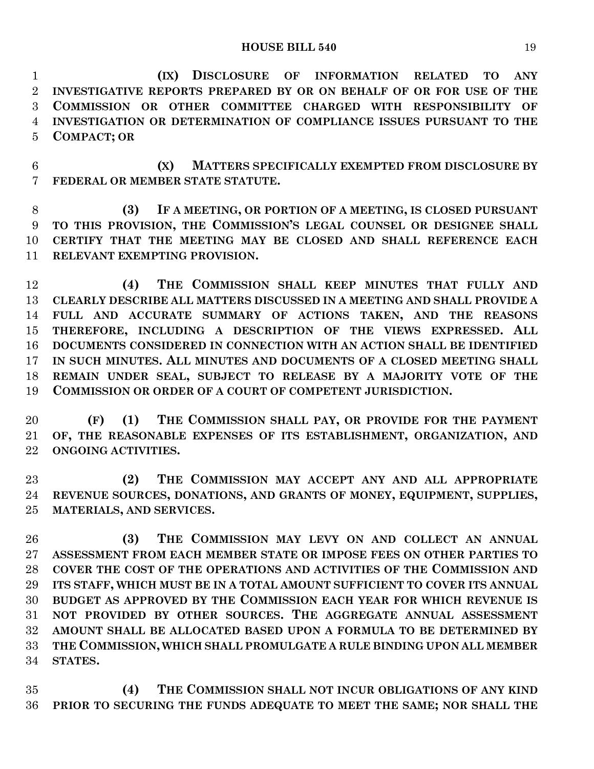**(IX) DISCLOSURE OF INFORMATION RELATED TO ANY INVESTIGATIVE REPORTS PREPARED BY OR ON BEHALF OF OR FOR USE OF THE COMMISSION OR OTHER COMMITTEE CHARGED WITH RESPONSIBILITY OF INVESTIGATION OR DETERMINATION OF COMPLIANCE ISSUES PURSUANT TO THE COMPACT; OR**

**(X) MATTERS SPECIFICALLY EXEMPTED FROM DISCLOSURE BY FEDERAL OR MEMBER STATE STATUTE.**

**(3) IF A MEETING, OR PORTION OF A MEETING, IS CLOSED PURSUANT TO THIS PROVISION, THE COMMISSION'S LEGAL COUNSEL OR DESIGNEE SHALL CERTIFY THAT THE MEETING MAY BE CLOSED AND SHALL REFERENCE EACH RELEVANT EXEMPTING PROVISION.**

**(4) THE COMMISSION SHALL KEEP MINUTES THAT FULLY AND CLEARLY DESCRIBE ALL MATTERS DISCUSSED IN A MEETING AND SHALL PROVIDE A FULL AND ACCURATE SUMMARY OF ACTIONS TAKEN, AND THE REASONS THEREFORE, INCLUDING A DESCRIPTION OF THE VIEWS EXPRESSED. ALL DOCUMENTS CONSIDERED IN CONNECTION WITH AN ACTION SHALL BE IDENTIFIED IN SUCH MINUTES. ALL MINUTES AND DOCUMENTS OF A CLOSED MEETING SHALL REMAIN UNDER SEAL, SUBJECT TO RELEASE BY A MAJORITY VOTE OF THE COMMISSION OR ORDER OF A COURT OF COMPETENT JURISDICTION.**

**(F) (1) THE COMMISSION SHALL PAY, OR PROVIDE FOR THE PAYMENT OF, THE REASONABLE EXPENSES OF ITS ESTABLISHMENT, ORGANIZATION, AND ONGOING ACTIVITIES.**

**(2) THE COMMISSION MAY ACCEPT ANY AND ALL APPROPRIATE REVENUE SOURCES, DONATIONS, AND GRANTS OF MONEY, EQUIPMENT, SUPPLIES, MATERIALS, AND SERVICES.**

**(3) THE COMMISSION MAY LEVY ON AND COLLECT AN ANNUAL ASSESSMENT FROM EACH MEMBER STATE OR IMPOSE FEES ON OTHER PARTIES TO COVER THE COST OF THE OPERATIONS AND ACTIVITIES OF THE COMMISSION AND ITS STAFF, WHICH MUST BE IN A TOTAL AMOUNT SUFFICIENT TO COVER ITS ANNUAL BUDGET AS APPROVED BY THE COMMISSION EACH YEAR FOR WHICH REVENUE IS NOT PROVIDED BY OTHER SOURCES. THE AGGREGATE ANNUAL ASSESSMENT AMOUNT SHALL BE ALLOCATED BASED UPON A FORMULA TO BE DETERMINED BY THE COMMISSION, WHICH SHALL PROMULGATE A RULE BINDING UPON ALL MEMBER STATES.**

**(4) THE COMMISSION SHALL NOT INCUR OBLIGATIONS OF ANY KIND PRIOR TO SECURING THE FUNDS ADEQUATE TO MEET THE SAME; NOR SHALL THE**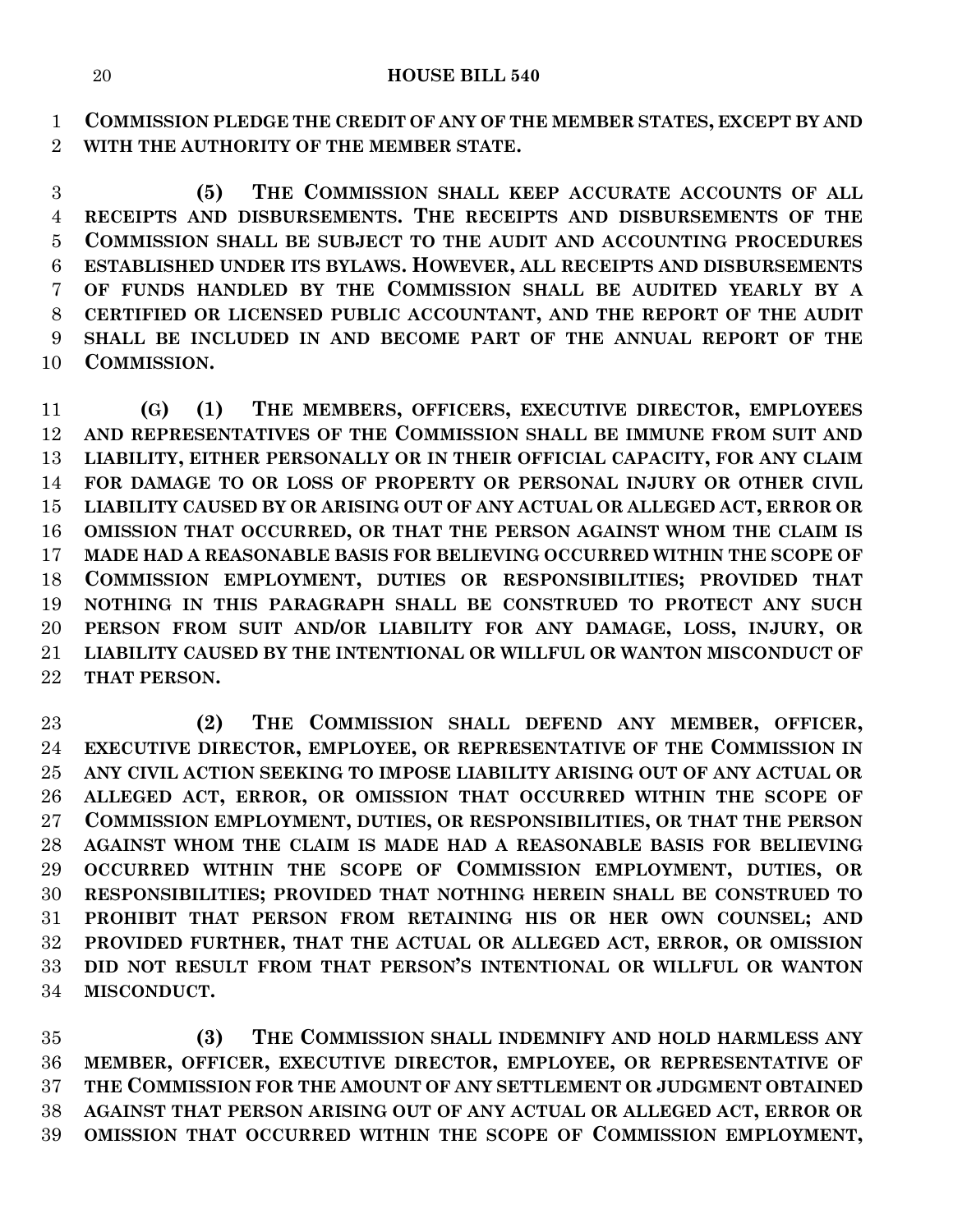**COMMISSION PLEDGE THE CREDIT OF ANY OF THE MEMBER STATES, EXCEPT BY AND WITH THE AUTHORITY OF THE MEMBER STATE.**

**(5) THE COMMISSION SHALL KEEP ACCURATE ACCOUNTS OF ALL RECEIPTS AND DISBURSEMENTS. THE RECEIPTS AND DISBURSEMENTS OF THE COMMISSION SHALL BE SUBJECT TO THE AUDIT AND ACCOUNTING PROCEDURES ESTABLISHED UNDER ITS BYLAWS. HOWEVER, ALL RECEIPTS AND DISBURSEMENTS OF FUNDS HANDLED BY THE COMMISSION SHALL BE AUDITED YEARLY BY A CERTIFIED OR LICENSED PUBLIC ACCOUNTANT, AND THE REPORT OF THE AUDIT SHALL BE INCLUDED IN AND BECOME PART OF THE ANNUAL REPORT OF THE COMMISSION.**

**(G) (1) THE MEMBERS, OFFICERS, EXECUTIVE DIRECTOR, EMPLOYEES AND REPRESENTATIVES OF THE COMMISSION SHALL BE IMMUNE FROM SUIT AND LIABILITY, EITHER PERSONALLY OR IN THEIR OFFICIAL CAPACITY, FOR ANY CLAIM FOR DAMAGE TO OR LOSS OF PROPERTY OR PERSONAL INJURY OR OTHER CIVIL LIABILITY CAUSED BY OR ARISING OUT OF ANY ACTUAL OR ALLEGED ACT, ERROR OR OMISSION THAT OCCURRED, OR THAT THE PERSON AGAINST WHOM THE CLAIM IS MADE HAD A REASONABLE BASIS FOR BELIEVING OCCURRED WITHIN THE SCOPE OF COMMISSION EMPLOYMENT, DUTIES OR RESPONSIBILITIES; PROVIDED THAT NOTHING IN THIS PARAGRAPH SHALL BE CONSTRUED TO PROTECT ANY SUCH PERSON FROM SUIT AND/OR LIABILITY FOR ANY DAMAGE, LOSS, INJURY, OR LIABILITY CAUSED BY THE INTENTIONAL OR WILLFUL OR WANTON MISCONDUCT OF THAT PERSON.**

**(2) THE COMMISSION SHALL DEFEND ANY MEMBER, OFFICER, EXECUTIVE DIRECTOR, EMPLOYEE, OR REPRESENTATIVE OF THE COMMISSION IN ANY CIVIL ACTION SEEKING TO IMPOSE LIABILITY ARISING OUT OF ANY ACTUAL OR ALLEGED ACT, ERROR, OR OMISSION THAT OCCURRED WITHIN THE SCOPE OF COMMISSION EMPLOYMENT, DUTIES, OR RESPONSIBILITIES, OR THAT THE PERSON AGAINST WHOM THE CLAIM IS MADE HAD A REASONABLE BASIS FOR BELIEVING OCCURRED WITHIN THE SCOPE OF COMMISSION EMPLOYMENT, DUTIES, OR RESPONSIBILITIES; PROVIDED THAT NOTHING HEREIN SHALL BE CONSTRUED TO PROHIBIT THAT PERSON FROM RETAINING HIS OR HER OWN COUNSEL; AND PROVIDED FURTHER, THAT THE ACTUAL OR ALLEGED ACT, ERROR, OR OMISSION DID NOT RESULT FROM THAT PERSON'S INTENTIONAL OR WILLFUL OR WANTON MISCONDUCT.**

**(3) THE COMMISSION SHALL INDEMNIFY AND HOLD HARMLESS ANY MEMBER, OFFICER, EXECUTIVE DIRECTOR, EMPLOYEE, OR REPRESENTATIVE OF THE COMMISSION FOR THE AMOUNT OF ANY SETTLEMENT OR JUDGMENT OBTAINED AGAINST THAT PERSON ARISING OUT OF ANY ACTUAL OR ALLEGED ACT, ERROR OR OMISSION THAT OCCURRED WITHIN THE SCOPE OF COMMISSION EMPLOYMENT,**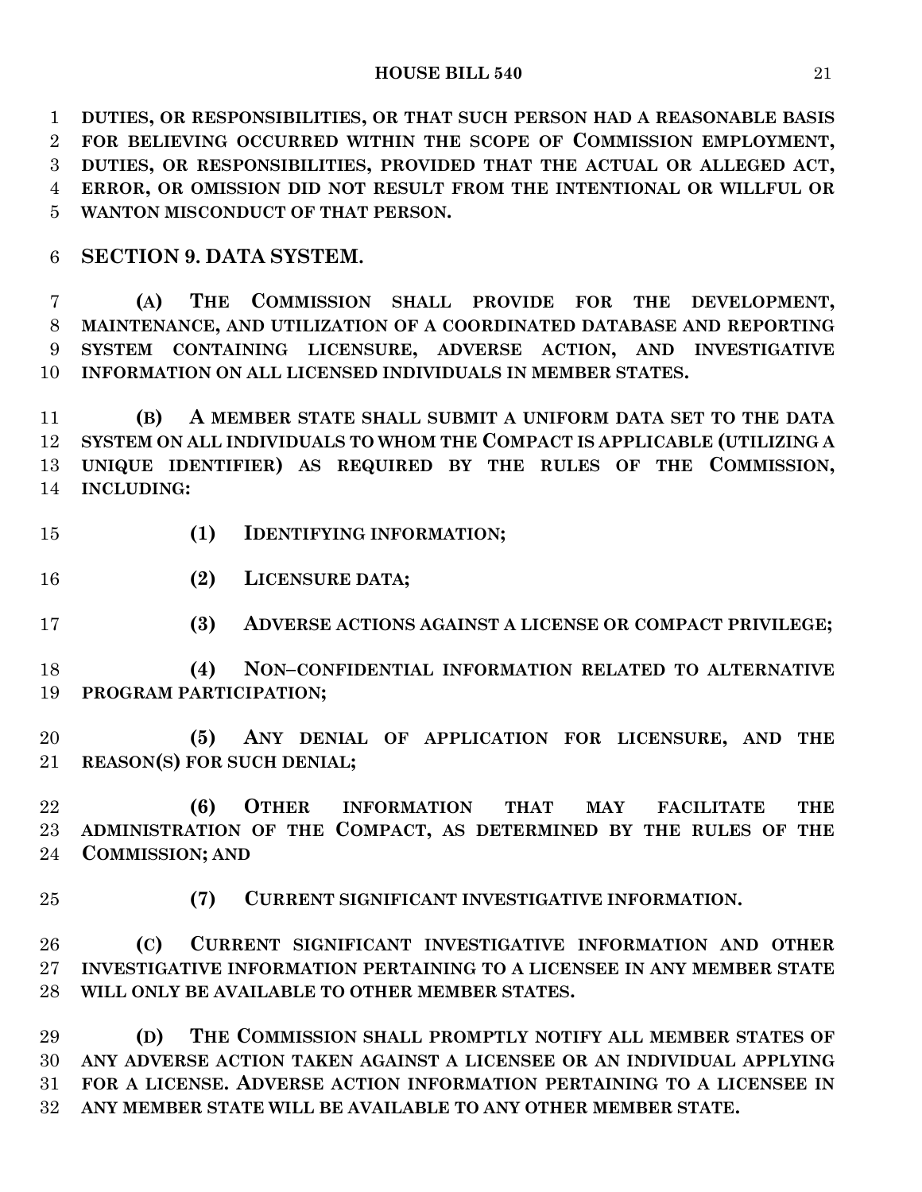**DUTIES, OR RESPONSIBILITIES, OR THAT SUCH PERSON HAD A REASONABLE BASIS FOR BELIEVING OCCURRED WITHIN THE SCOPE OF COMMISSION EMPLOYMENT, DUTIES, OR RESPONSIBILITIES, PROVIDED THAT THE ACTUAL OR ALLEGED ACT, ERROR, OR OMISSION DID NOT RESULT FROM THE INTENTIONAL OR WILLFUL OR WANTON MISCONDUCT OF THAT PERSON.**

## SECTION 9. DATA SYSTEM.

**(A) THE COMMISSION SHALL PROVIDE FOR THE DEVELOPMENT, MAINTENANCE, AND UTILIZATION OF A COORDINATED DATABASE AND REPORTING SYSTEM CONTAINING LICENSURE, ADVERSE ACTION, AND INVESTIGATIVE INFORMATION ON ALL LICENSED INDIVIDUALS IN MEMBER STATES.**

**(B) A MEMBER STATE SHALL SUBMIT A UNIFORM DATA SET TO THE DATA SYSTEM ON ALL INDIVIDUALS TO WHOM THE COMPACT IS APPLICABLE (UTILIZING A UNIQUE IDENTIFIER) AS REQUIRED BY THE RULES OF THE COMMISSION, INCLUDING:**

**(1) IDENTIFYING INFORMATION;**

**(2) LICENSURE DATA;**

**(3) ADVERSE ACTIONS AGAINST A LICENSE OR COMPACT PRIVILEGE;**

**(4) NON–CONFIDENTIAL INFORMATION RELATED TO ALTERNATIVE PROGRAM PARTICIPATION;**

**(5) ANY DENIAL OF APPLICATION FOR LICENSURE, AND THE REASON(S) FOR SUCH DENIAL;**

**(6) OTHER INFORMATION THAT MAY FACILITATE THE ADMINISTRATION OF THE COMPACT, AS DETERMINED BY THE RULES OF THE COMMISSION; AND**

**(7) CURRENT SIGNIFICANT INVESTIGATIVE INFORMATION.**

**(C) CURRENT SIGNIFICANT INVESTIGATIVE INFORMATION AND OTHER INVESTIGATIVE INFORMATION PERTAINING TO A LICENSEE IN ANY MEMBER STATE WILL ONLY BE AVAILABLE TO OTHER MEMBER STATES.**

**(D) THE COMMISSION SHALL PROMPTLY NOTIFY ALL MEMBER STATES OF ANY ADVERSE ACTION TAKEN AGAINST A LICENSEE OR AN INDIVIDUAL APPLYING FOR A LICENSE. ADVERSE ACTION INFORMATION PERTAINING TO A LICENSEE IN ANY MEMBER STATE WILL BE AVAILABLE TO ANY OTHER MEMBER STATE.**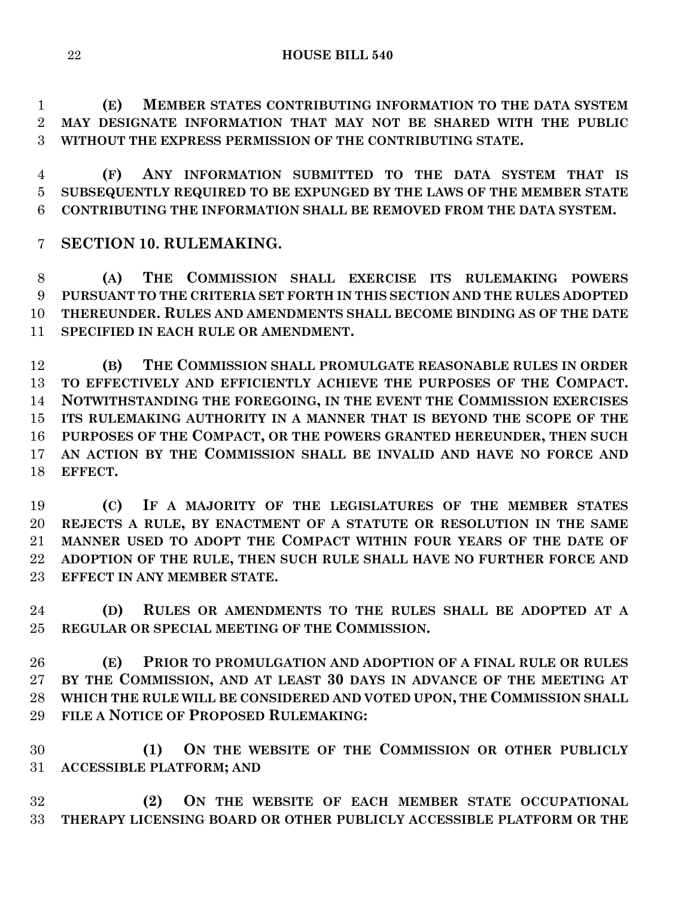**(E) MEMBER STATES CONTRIBUTING INFORMATION TO THE DATA SYSTEM MAY DESIGNATE INFORMATION THAT MAY NOT BE SHARED WITH THE PUBLIC WITHOUT THE EXPRESS PERMISSION OF THE CONTRIBUTING STATE.**

**(F) ANY INFORMATION SUBMITTED TO THE DATA SYSTEM THAT IS SUBSEQUENTLY REQUIRED TO BE EXPUNGED BY THE LAWS OF THE MEMBER STATE CONTRIBUTING THE INFORMATION SHALL BE REMOVED FROM THE DATA SYSTEM.**

## SECTION 10. RULEMAKING.

**(A) THE COMMISSION SHALL EXERCISE ITS RULEMAKING POWERS PURSUANT TO THE CRITERIA SET FORTH IN THIS SECTION AND THE RULES ADOPTED THEREUNDER. RULES AND AMENDMENTS SHALL BECOME BINDING AS OF THE DATE SPECIFIED IN EACH RULE OR AMENDMENT.**

**(B) THE COMMISSION SHALL PROMULGATE REASONABLE RULES IN ORDER TO EFFECTIVELY AND EFFICIENTLY ACHIEVE THE PURPOSES OF THE COMPACT. NOTWITHSTANDING THE FOREGOING, IN THE EVENT THE COMMISSION EXERCISES ITS RULEMAKING AUTHORITY IN A MANNER THAT IS BEYOND THE SCOPE OF THE PURPOSES OF THE COMPACT, OR THE POWERS GRANTED HEREUNDER, THEN SUCH AN ACTION BY THE COMMISSION SHALL BE INVALID AND HAVE NO FORCE AND EFFECT.**

**(C) IF A MAJORITY OF THE LEGISLATURES OF THE MEMBER STATES REJECTS A RULE, BY ENACTMENT OF A STATUTE OR RESOLUTION IN THE SAME MANNER USED TO ADOPT THE COMPACT WITHIN FOUR YEARS OF THE DATE OF ADOPTION OF THE RULE, THEN SUCH RULE SHALL HAVE NO FURTHER FORCE AND EFFECT IN ANY MEMBER STATE.**

**(D) RULES OR AMENDMENTS TO THE RULES SHALL BE ADOPTED AT A REGULAR OR SPECIAL MEETING OF THE COMMISSION.**

**(E) PRIOR TO PROMULGATION AND ADOPTION OF A FINAL RULE OR RULES BY THE COMMISSION, AND AT LEAST 30 DAYS IN ADVANCE OF THE MEETING AT WHICH THE RULE WILL BE CONSIDERED AND VOTED UPON, THE COMMISSION SHALL FILE A NOTICE OF PROPOSED RULEMAKING:**

**(1) ON THE WEBSITE OF THE COMMISSION OR OTHER PUBLICLY ACCESSIBLE PLATFORM; AND**

**(2) ON THE WEBSITE OF EACH MEMBER STATE OCCUPATIONAL THERAPY LICENSING BOARD OR OTHER PUBLICLY ACCESSIBLE PLATFORM OR THE**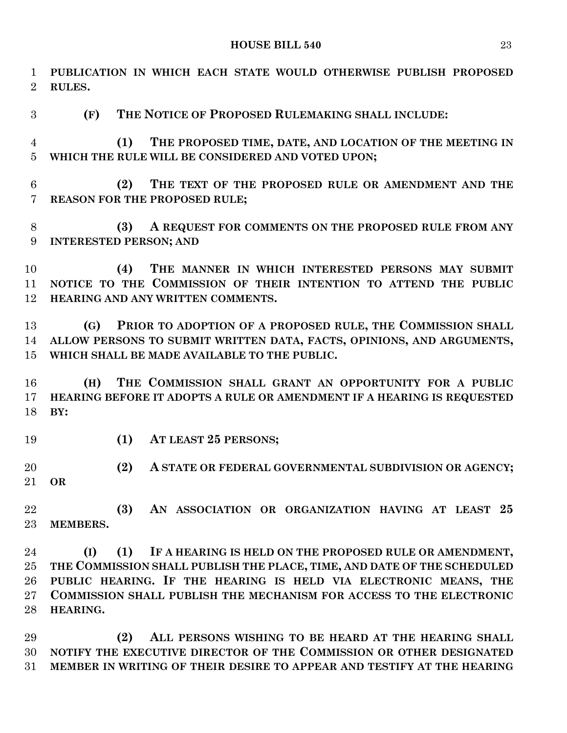**PUBLICATION IN WHICH EACH STATE WOULD OTHERWISE PUBLISH PROPOSED RULES.**

**(F) THE NOTICE OF PROPOSED RULEMAKING SHALL INCLUDE:**

**(1) THE PROPOSED TIME, DATE, AND LOCATION OF THE MEETING IN WHICH THE RULE WILL BE CONSIDERED AND VOTED UPON;**

**(2) THE TEXT OF THE PROPOSED RULE OR AMENDMENT AND THE REASON FOR THE PROPOSED RULE;**

**(3) A REQUEST FOR COMMENTS ON THE PROPOSED RULE FROM ANY INTERESTED PERSON; AND**

**(4) THE MANNER IN WHICH INTERESTED PERSONS MAY SUBMIT NOTICE TO THE COMMISSION OF THEIR INTENTION TO ATTEND THE PUBLIC HEARING AND ANY WRITTEN COMMENTS.**

**(G) PRIOR TO ADOPTION OF A PROPOSED RULE, THE COMMISSION SHALL ALLOW PERSONS TO SUBMIT WRITTEN DATA, FACTS, OPINIONS, AND ARGUMENTS, WHICH SHALL BE MADE AVAILABLE TO THE PUBLIC.**

**(H) THE COMMISSION SHALL GRANT AN OPPORTUNITY FOR A PUBLIC HEARING BEFORE IT ADOPTS A RULE OR AMENDMENT IF A HEARING IS REQUESTED BY:**

**(1) AT LEAST 25 PERSONS;**

**(2) A STATE OR FEDERAL GOVERNMENTAL SUBDIVISION OR AGENCY; OR**

**(3) AN ASSOCIATION OR ORGANIZATION HAVING AT LEAST 25 MEMBERS.**

**(I) (1) IF A HEARING IS HELD ON THE PROPOSED RULE OR AMENDMENT, THE COMMISSION SHALL PUBLISH THE PLACE, TIME, AND DATE OF THE SCHEDULED PUBLIC HEARING. IF THE HEARING IS HELD VIA ELECTRONIC MEANS, THE COMMISSION SHALL PUBLISH THE MECHANISM FOR ACCESS TO THE ELECTRONIC HEARING.**

**(2) ALL PERSONS WISHING TO BE HEARD AT THE HEARING SHALL NOTIFY THE EXECUTIVE DIRECTOR OF THE COMMISSION OR OTHER DESIGNATED MEMBER IN WRITING OF THEIR DESIRE TO APPEAR AND TESTIFY AT THE HEARING**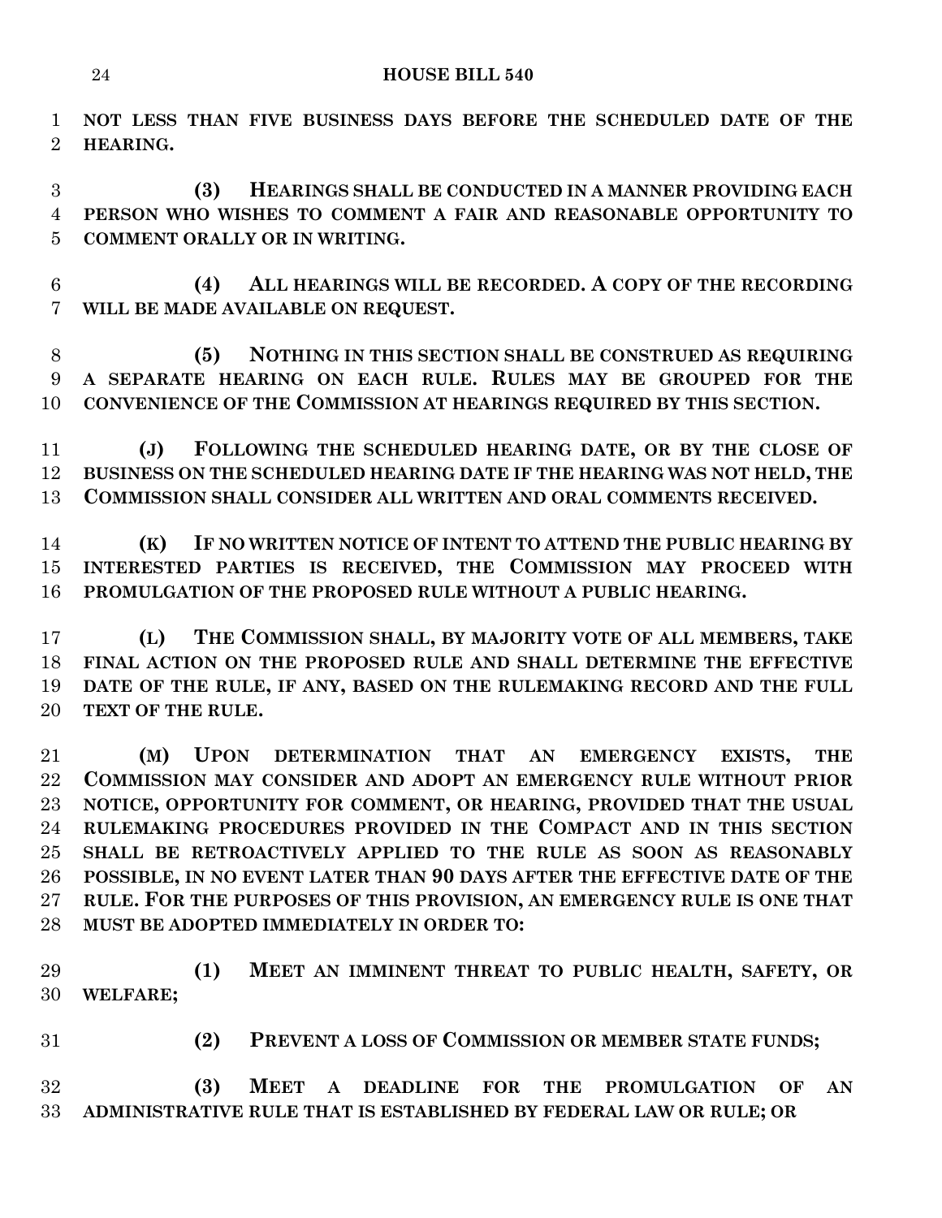**NOT LESS THAN FIVE BUSINESS DAYS BEFORE THE SCHEDULED DATE OF THE HEARING.**

**(3) HEARINGS SHALL BE CONDUCTED IN A MANNER PROVIDING EACH PERSON WHO WISHES TO COMMENT A FAIR AND REASONABLE OPPORTUNITY TO COMMENT ORALLY OR IN WRITING.**

**(4) ALL HEARINGS WILL BE RECORDED. A COPY OF THE RECORDING WILL BE MADE AVAILABLE ON REQUEST.**

**(5) NOTHING IN THIS SECTION SHALL BE CONSTRUED AS REQUIRING A SEPARATE HEARING ON EACH RULE. RULES MAY BE GROUPED FOR THE CONVENIENCE OF THE COMMISSION AT HEARINGS REQUIRED BY THIS SECTION.**

**(J) FOLLOWING THE SCHEDULED HEARING DATE, OR BY THE CLOSE OF BUSINESS ON THE SCHEDULED HEARING DATE IF THE HEARING WAS NOT HELD, THE COMMISSION SHALL CONSIDER ALL WRITTEN AND ORAL COMMENTS RECEIVED.**

**(K) IF NO WRITTEN NOTICE OF INTENT TO ATTEND THE PUBLIC HEARING BY INTERESTED PARTIES IS RECEIVED, THE COMMISSION MAY PROCEED WITH PROMULGATION OF THE PROPOSED RULE WITHOUT A PUBLIC HEARING.**

**(L) THE COMMISSION SHALL, BY MAJORITY VOTE OF ALL MEMBERS, TAKE FINAL ACTION ON THE PROPOSED RULE AND SHALL DETERMINE THE EFFECTIVE DATE OF THE RULE, IF ANY, BASED ON THE RULEMAKING RECORD AND THE FULL TEXT OF THE RULE.**

**(M) UPON DETERMINATION THAT AN EMERGENCY EXISTS, THE COMMISSION MAY CONSIDER AND ADOPT AN EMERGENCY RULE WITHOUT PRIOR NOTICE, OPPORTUNITY FOR COMMENT, OR HEARING, PROVIDED THAT THE USUAL RULEMAKING PROCEDURES PROVIDED IN THE COMPACT AND IN THIS SECTION SHALL BE RETROACTIVELY APPLIED TO THE RULE AS SOON AS REASONABLY POSSIBLE, IN NO EVENT LATER THAN 90 DAYS AFTER THE EFFECTIVE DATE OF THE RULE. FOR THE PURPOSES OF THIS PROVISION, AN EMERGENCY RULE IS ONE THAT MUST BE ADOPTED IMMEDIATELY IN ORDER TO:**

**(1) MEET AN IMMINENT THREAT TO PUBLIC HEALTH, SAFETY, OR WELFARE;**

**(2) PREVENT A LOSS OF COMMISSION OR MEMBER STATE FUNDS;**

**(3) MEET A DEADLINE FOR THE PROMULGATION OF AN ADMINISTRATIVE RULE THAT IS ESTABLISHED BY FEDERAL LAW OR RULE; OR**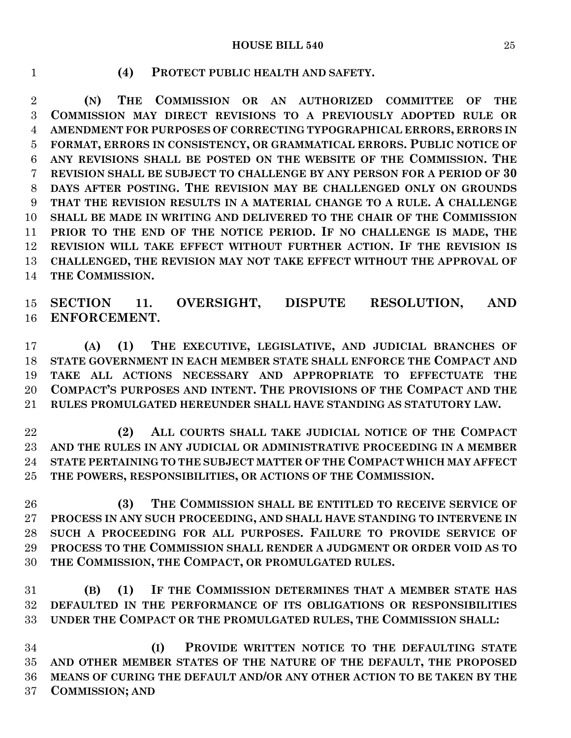**(4) PROTECT PUBLIC HEALTH AND SAFETY.**

**(N) THE COMMISSION OR AN AUTHORIZED COMMITTEE OF THE COMMISSION MAY DIRECT REVISIONS TO A PREVIOUSLY ADOPTED RULE OR AMENDMENT FOR PURPOSES OF CORRECTING TYPOGRAPHICAL ERRORS, ERRORS IN FORMAT, ERRORS IN CONSISTENCY, OR GRAMMATICAL ERRORS. PUBLIC NOTICE OF ANY REVISIONS SHALL BE POSTED ON THE WEBSITE OF THE COMMISSION. THE REVISION SHALL BE SUBJECT TO CHALLENGE BY ANY PERSON FOR A PERIOD OF 30 DAYS AFTER POSTING. THE REVISION MAY BE CHALLENGED ONLY ON GROUNDS THAT THE REVISION RESULTS IN A MATERIAL CHANGE TO A RULE. A CHALLENGE SHALL BE MADE IN WRITING AND DELIVERED TO THE CHAIR OF THE COMMISSION PRIOR TO THE END OF THE NOTICE PERIOD. IF NO CHALLENGE IS MADE, THE REVISION WILL TAKE EFFECT WITHOUT FURTHER ACTION. IF THE REVISION IS CHALLENGED, THE REVISION MAY NOT TAKE EFFECT WITHOUT THE APPROVAL OF THE COMMISSION.**

**SECTION 11. OVERSIGHT, DISPUTE RESOLUTION, AND ENFORCEMENT.**

**(A) (1) THE EXECUTIVE, LEGISLATIVE, AND JUDICIAL BRANCHES OF STATE GOVERNMENT IN EACH MEMBER STATE SHALL ENFORCE THE COMPACT AND TAKE ALL ACTIONS NECESSARY AND APPROPRIATE TO EFFECTUATE THE COMPACT'S PURPOSES AND INTENT. THE PROVISIONS OF THE COMPACT AND THE RULES PROMULGATED HEREUNDER SHALL HAVE STANDING AS STATUTORY LAW.**

**(2) ALL COURTS SHALL TAKE JUDICIAL NOTICE OF THE COMPACT AND THE RULES IN ANY JUDICIAL OR ADMINISTRATIVE PROCEEDING IN A MEMBER STATE PERTAINING TO THE SUBJECT MATTER OF THE COMPACT WHICH MAY AFFECT THE POWERS, RESPONSIBILITIES, OR ACTIONS OF THE COMMISSION.**

**(3) THE COMMISSION SHALL BE ENTITLED TO RECEIVE SERVICE OF PROCESS IN ANY SUCH PROCEEDING, AND SHALL HAVE STANDING TO INTERVENE IN SUCH A PROCEEDING FOR ALL PURPOSES. FAILURE TO PROVIDE SERVICE OF PROCESS TO THE COMMISSION SHALL RENDER A JUDGMENT OR ORDER VOID AS TO THE COMMISSION, THE COMPACT, OR PROMULGATED RULES.**

**(B) (1) IF THE COMMISSION DETERMINES THAT A MEMBER STATE HAS DEFAULTED IN THE PERFORMANCE OF ITS OBLIGATIONS OR RESPONSIBILITIES UNDER THE COMPACT OR THE PROMULGATED RULES, THE COMMISSION SHALL:**

**(I) PROVIDE WRITTEN NOTICE TO THE DEFAULTING STATE AND OTHER MEMBER STATES OF THE NATURE OF THE DEFAULT, THE PROPOSED MEANS OF CURING THE DEFAULT AND/OR ANY OTHER ACTION TO BE TAKEN BY THE COMMISSION; AND**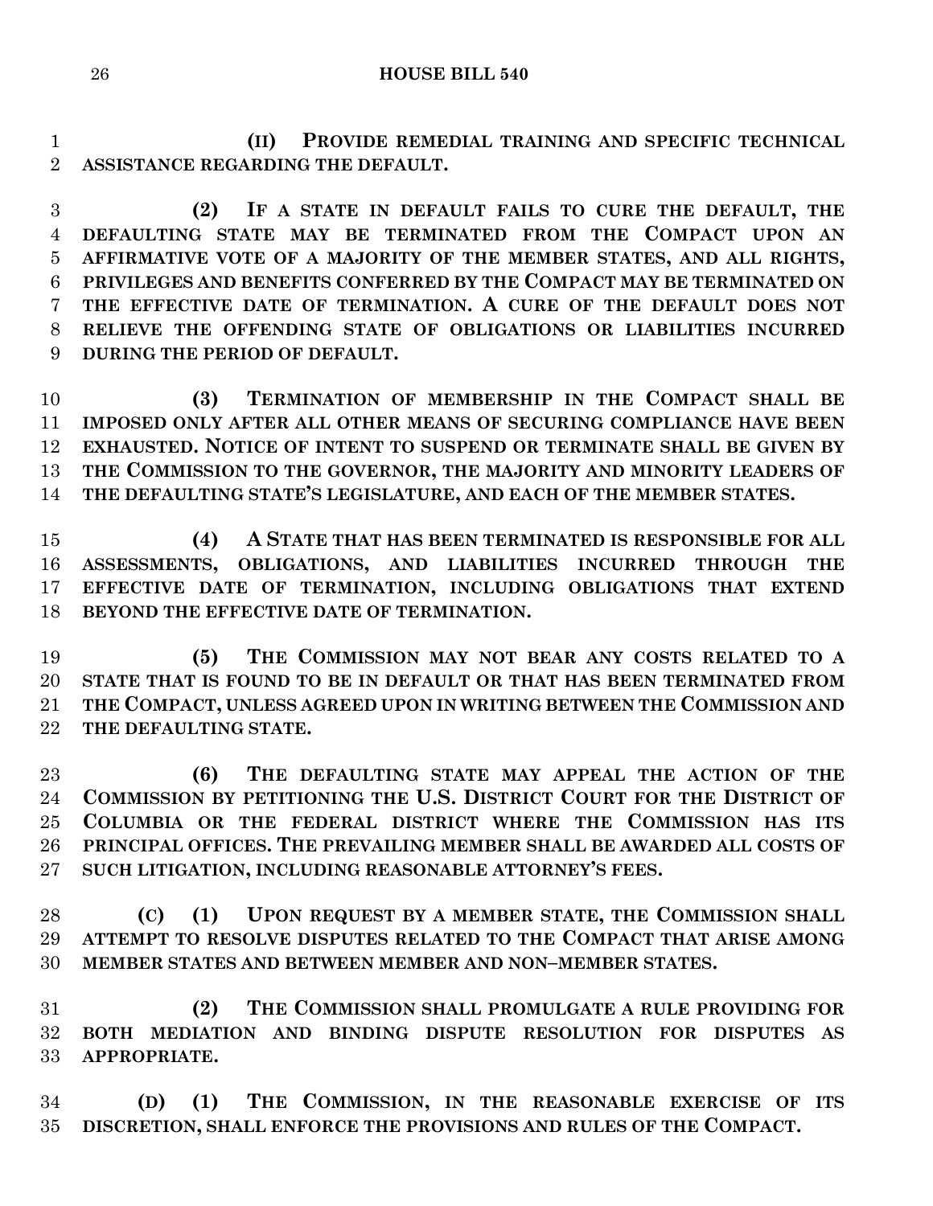**(II) PROVIDE REMEDIAL TRAINING AND SPECIFIC TECHNICAL ASSISTANCE REGARDING THE DEFAULT.**

**(2) IF A STATE IN DEFAULT FAILS TO CURE THE DEFAULT, THE DEFAULTING STATE MAY BE TERMINATED FROM THE COMPACT UPON AN AFFIRMATIVE VOTE OF A MAJORITY OF THE MEMBER STATES, AND ALL RIGHTS, PRIVILEGES AND BENEFITS CONFERRED BY THE COMPACT MAY BE TERMINATED ON THE EFFECTIVE DATE OF TERMINATION. A CURE OF THE DEFAULT DOES NOT RELIEVE THE OFFENDING STATE OF OBLIGATIONS OR LIABILITIES INCURRED DURING THE PERIOD OF DEFAULT.**

**(3) TERMINATION OF MEMBERSHIP IN THE COMPACT SHALL BE IMPOSED ONLY AFTER ALL OTHER MEANS OF SECURING COMPLIANCE HAVE BEEN EXHAUSTED. NOTICE OF INTENT TO SUSPEND OR TERMINATE SHALL BE GIVEN BY THE COMMISSION TO THE GOVERNOR, THE MAJORITY AND MINORITY LEADERS OF THE DEFAULTING STATE'S LEGISLATURE, AND EACH OF THE MEMBER STATES.**

**(4) A STATE THAT HAS BEEN TERMINATED IS RESPONSIBLE FOR ALL ASSESSMENTS, OBLIGATIONS, AND LIABILITIES INCURRED THROUGH THE EFFECTIVE DATE OF TERMINATION, INCLUDING OBLIGATIONS THAT EXTEND BEYOND THE EFFECTIVE DATE OF TERMINATION.**

**(5) THE COMMISSION MAY NOT BEAR ANY COSTS RELATED TO A STATE THAT IS FOUND TO BE IN DEFAULT OR THAT HAS BEEN TERMINATED FROM THE COMPACT, UNLESS AGREED UPON IN WRITING BETWEEN THE COMMISSION AND THE DEFAULTING STATE.**

**(6) THE DEFAULTING STATE MAY APPEAL THE ACTION OF THE COMMISSION BY PETITIONING THE U.S. DISTRICT COURT FOR THE DISTRICT OF COLUMBIA OR THE FEDERAL DISTRICT WHERE THE COMMISSION HAS ITS PRINCIPAL OFFICES. THE PREVAILING MEMBER SHALL BE AWARDED ALL COSTS OF SUCH LITIGATION, INCLUDING REASONABLE ATTORNEY'S FEES.**

**(C) (1) UPON REQUEST BY A MEMBER STATE, THE COMMISSION SHALL ATTEMPT TO RESOLVE DISPUTES RELATED TO THE COMPACT THAT ARISE AMONG MEMBER STATES AND BETWEEN MEMBER AND NON–MEMBER STATES.**

**(2) THE COMMISSION SHALL PROMULGATE A RULE PROVIDING FOR BOTH MEDIATION AND BINDING DISPUTE RESOLUTION FOR DISPUTES AS APPROPRIATE.**

**(D) (1) THE COMMISSION, IN THE REASONABLE EXERCISE OF ITS DISCRETION, SHALL ENFORCE THE PROVISIONS AND RULES OF THE COMPACT.**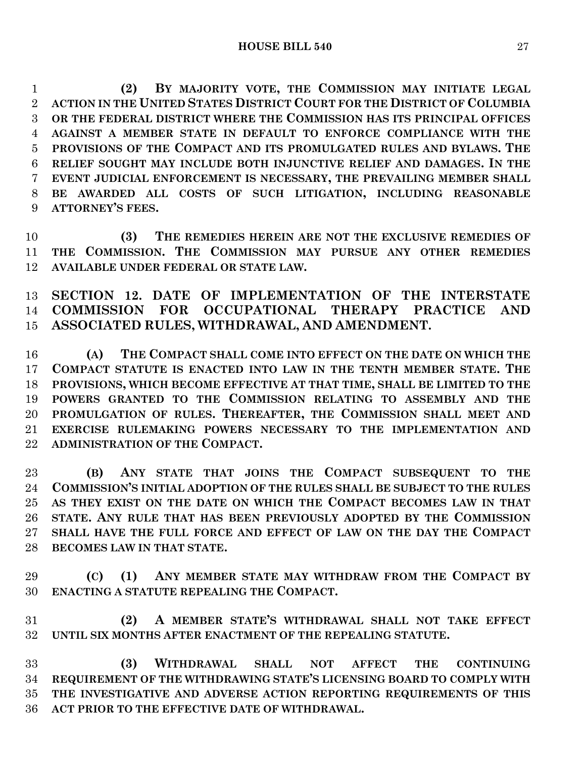**(2) BY MAJORITY VOTE, THE COMMISSION MAY INITIATE LEGAL ACTION IN THE UNITED STATES DISTRICT COURT FOR THE DISTRICT OF COLUMBIA OR THE FEDERAL DISTRICT WHERE THE COMMISSION HAS ITS PRINCIPAL OFFICES AGAINST A MEMBER STATE IN DEFAULT TO ENFORCE COMPLIANCE WITH THE PROVISIONS OF THE COMPACT AND ITS PROMULGATED RULES AND BYLAWS. THE RELIEF SOUGHT MAY INCLUDE BOTH INJUNCTIVE RELIEF AND DAMAGES. IN THE EVENT JUDICIAL ENFORCEMENT IS NECESSARY, THE PREVAILING MEMBER SHALL BE AWARDED ALL COSTS OF SUCH LITIGATION, INCLUDING REASONABLE ATTORNEY'S FEES.**

**(3) THE REMEDIES HEREIN ARE NOT THE EXCLUSIVE REMEDIES OF THE COMMISSION. THE COMMISSION MAY PURSUE ANY OTHER REMEDIES AVAILABLE UNDER FEDERAL OR STATE LAW.**

## SECTION 12. DATE OF IMPLEMENTATION OF THE INTERSTATE COMMISSION FOR OCCUPATIONAL THERAPY PRACTICE AND ASSOCIATED RULES, WITHDRAWAL, AND AMENDMENT.

**(A) THE COMPACT SHALL COME INTO EFFECT ON THE DATE ON WHICH THE COMPACT STATUTE IS ENACTED INTO LAW IN THE TENTH MEMBER STATE. THE PROVISIONS, WHICH BECOME EFFECTIVE AT THAT TIME, SHALL BE LIMITED TO THE POWERS GRANTED TO THE COMMISSION RELATING TO ASSEMBLY AND THE PROMULGATION OF RULES. THEREAFTER, THE COMMISSION SHALL MEET AND EXERCISE RULEMAKING POWERS NECESSARY TO THE IMPLEMENTATION AND ADMINISTRATION OF THE COMPACT.**

**(B) ANY STATE THAT JOINS THE COMPACT SUBSEQUENT TO THE COMMISSION'S INITIAL ADOPTION OF THE RULES SHALL BE SUBJECT TO THE RULES AS THEY EXIST ON THE DATE ON WHICH THE COMPACT BECOMES LAW IN THAT STATE. ANY RULE THAT HAS BEEN PREVIOUSLY ADOPTED BY THE COMMISSION SHALL HAVE THE FULL FORCE AND EFFECT OF LAW ON THE DAY THE COMPACT BECOMES LAW IN THAT STATE.**

**(C) (1) ANY MEMBER STATE MAY WITHDRAW FROM THE COMPACT BY ENACTING A STATUTE REPEALING THE COMPACT.**

**(2) A MEMBER STATE'S WITHDRAWAL SHALL NOT TAKE EFFECT UNTIL SIX MONTHS AFTER ENACTMENT OF THE REPEALING STATUTE.**

**(3) WITHDRAWAL SHALL NOT AFFECT THE CONTINUING REQUIREMENT OF THE WITHDRAWING STATE'S LICENSING BOARD TO COMPLY WITH THE INVESTIGATIVE AND ADVERSE ACTION REPORTING REQUIREMENTS OF THIS ACT PRIOR TO THE EFFECTIVE DATE OF WITHDRAWAL.**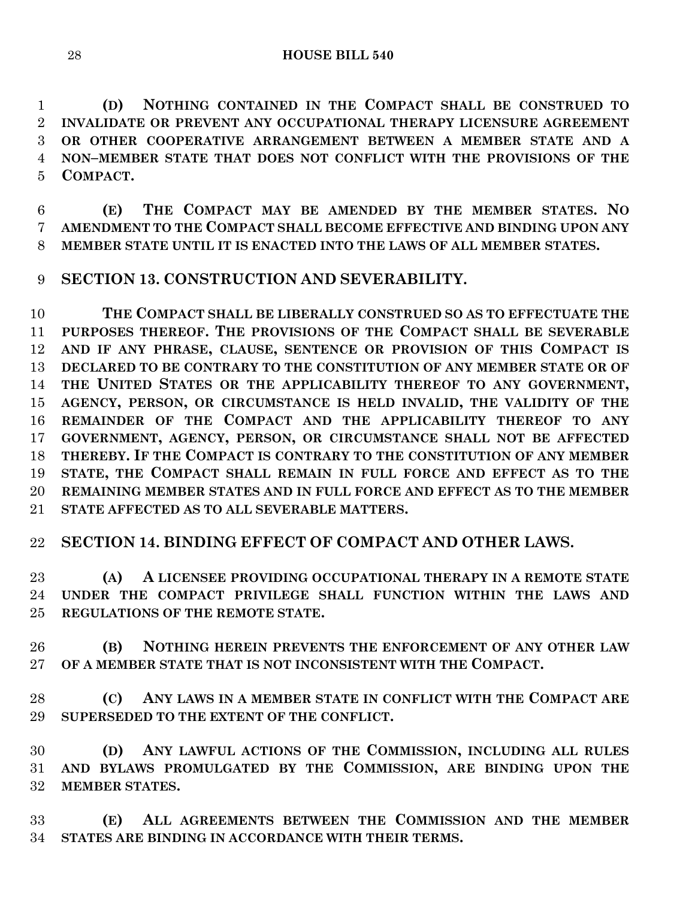**(D) NOTHING CONTAINED IN THE COMPACT SHALL BE CONSTRUED TO INVALIDATE OR PREVENT ANY OCCUPATIONAL THERAPY LICENSURE AGREEMENT OR OTHER COOPERATIVE ARRANGEMENT BETWEEN A MEMBER STATE AND A NON–MEMBER STATE THAT DOES NOT CONFLICT WITH THE PROVISIONS OF THE COMPACT.**

**(E) THE COMPACT MAY BE AMENDED BY THE MEMBER STATES. NO AMENDMENT TO THE COMPACT SHALL BECOME EFFECTIVE AND BINDING UPON ANY MEMBER STATE UNTIL IT IS ENACTED INTO THE LAWS OF ALL MEMBER STATES.**

## SECTION 13. CONSTRUCTION AND SEVERABILITY.

**THE COMPACT SHALL BE LIBERALLY CONSTRUED SO AS TO EFFECTUATE THE PURPOSES THEREOF. THE PROVISIONS OF THE COMPACT SHALL BE SEVERABLE AND IF ANY PHRASE, CLAUSE, SENTENCE OR PROVISION OF THIS COMPACT IS DECLARED TO BE CONTRARY TO THE CONSTITUTION OF ANY MEMBER STATE OR OF THE UNITED STATES OR THE APPLICABILITY THEREOF TO ANY GOVERNMENT, AGENCY, PERSON, OR CIRCUMSTANCE IS HELD INVALID, THE VALIDITY OF THE REMAINDER OF THE COMPACT AND THE APPLICABILITY THEREOF TO ANY GOVERNMENT, AGENCY, PERSON, OR CIRCUMSTANCE SHALL NOT BE AFFECTED THEREBY. IF THE COMPACT IS CONTRARY TO THE CONSTITUTION OF ANY MEMBER STATE, THE COMPACT SHALL REMAIN IN FULL FORCE AND EFFECT AS TO THE REMAINING MEMBER STATES AND IN FULL FORCE AND EFFECT AS TO THE MEMBER STATE AFFECTED AS TO ALL SEVERABLE MATTERS.**

## SECTION 14. BINDING EFFECT OF COMPACT AND OTHER LAWS.

**(A) A LICENSEE PROVIDING OCCUPATIONAL THERAPY IN A REMOTE STATE UNDER THE COMPACT PRIVILEGE SHALL FUNCTION WITHIN THE LAWS AND REGULATIONS OF THE REMOTE STATE.**

**(B) NOTHING HEREIN PREVENTS THE ENFORCEMENT OF ANY OTHER LAW OF A MEMBER STATE THAT IS NOT INCONSISTENT WITH THE COMPACT.**

**(C) ANY LAWS IN A MEMBER STATE IN CONFLICT WITH THE COMPACT ARE SUPERSEDED TO THE EXTENT OF THE CONFLICT.**

**(D) ANY LAWFUL ACTIONS OF THE COMMISSION, INCLUDING ALL RULES AND BYLAWS PROMULGATED BY THE COMMISSION, ARE BINDING UPON THE MEMBER STATES.**

**(E) ALL AGREEMENTS BETWEEN THE COMMISSION AND THE MEMBER STATES ARE BINDING IN ACCORDANCE WITH THEIR TERMS.**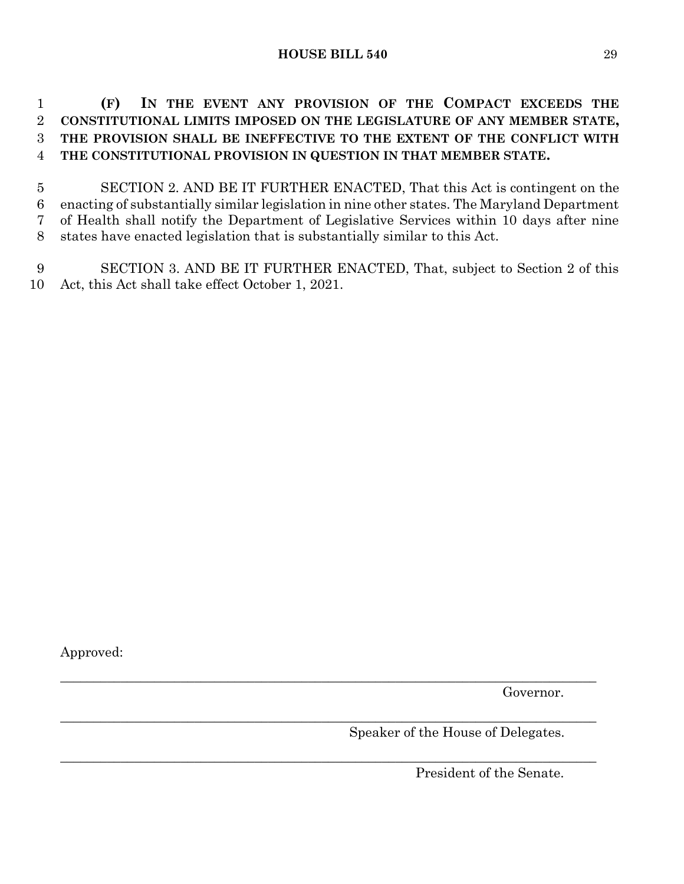**(F) IN THE EVENT ANY PROVISION OF THE COMPACT EXCEEDS THE CONSTITUTIONAL LIMITS IMPOSED ON THE LEGISLATURE OF ANY MEMBER STATE, THE PROVISION SHALL BE INEFFECTIVE TO THE EXTENT OF THE CONFLICT WITH THE CONSTITUTIONAL PROVISION IN QUESTION IN THAT MEMBER STATE.**

SECTION 2. AND BE IT FURTHER ENACTED, That this Act is contingent on the enacting of substantially similar legislation in nine other states. The Maryland Department of Health shall notify the Department of Legislative Services within 10 days after nine states have enacted legislation that is substantially similar to this Act.

SECTION 3. AND BE IT FURTHER ENACTED, That, subject to Section 2 of this Act, this Act shall take effect October 1, 2021.

Approved:

\_\_\_\_\_\_\_\_\_\_\_\_\_\_\_\_\_\_\_\_\_\_\_\_\_\_\_\_\_\_\_\_\_\_\_\_\_\_\_\_\_\_\_\_\_\_\_\_\_\_\_\_\_\_\_\_\_\_\_\_\_\_\_\_\_\_\_\_\_\_\_\_\_\_\_\_

Governor.

\_\_\_\_\_\_\_\_\_\_\_\_\_\_\_\_\_\_\_\_\_\_\_\_\_\_\_\_\_\_\_\_\_\_\_\_\_\_\_\_\_\_\_\_\_\_\_\_\_\_\_\_\_\_\_\_\_\_\_\_\_\_\_\_\_\_\_\_\_\_\_\_\_\_\_\_

Speaker of the House of Delegates.

\_\_\_\_\_\_\_\_\_\_\_\_\_\_\_\_\_\_\_\_\_\_\_\_\_\_\_\_\_\_\_\_\_\_\_\_\_\_\_\_\_\_\_\_\_\_\_\_\_\_\_\_\_\_\_\_\_\_\_\_\_\_\_\_\_\_\_\_\_\_\_\_\_\_\_\_

President of the Senate.